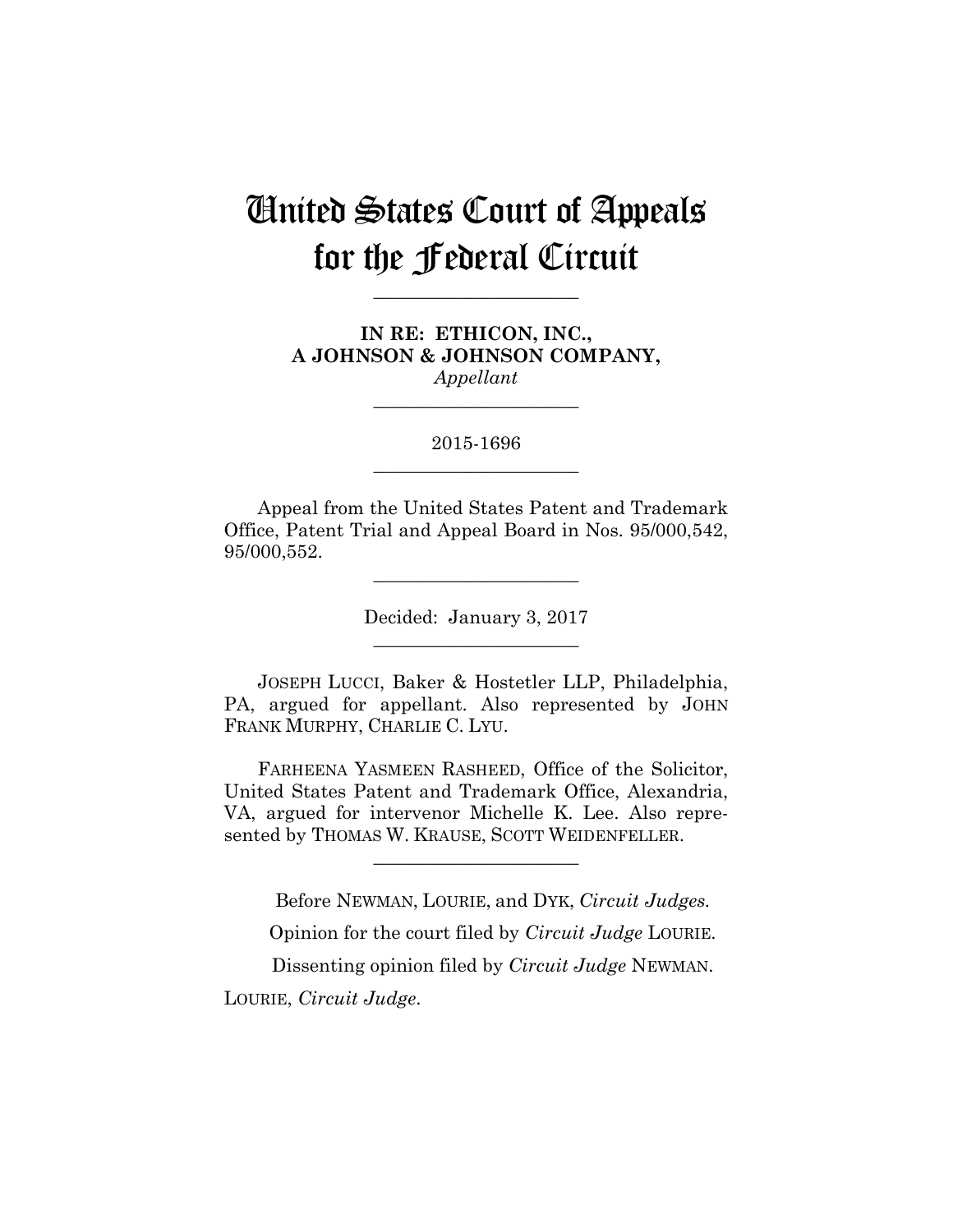# United States Court of Appeals for the Federal Circuit

______________________

**IN RE: ETHICON, INC.,**
**A JOHNSON & JOHNSON COMPANY,**
*Appellant*

______________________

2015-1696

______________________

Appeal from the United States Patent and Trademark Office, Patent Trial and Appeal Board in Nos. 95/000,542, 95/000,552.

______________________

Decided: January 3, 2017

______________________

JOSEPH LUCCI, Baker & Hostetler LLP, Philadelphia, PA, argued for appellant. Also represented by JOHN FRANK MURPHY, CHARLIE C. LYU.

FARHEENA YASMEEN RASHEED, Office of the Solicitor, United States Patent and Trademark Office, Alexandria, VA, argued for intervenor Michelle K. Lee. Also represented by THOMAS W. KRAUSE, SCOTT WEIDENFELLER.

______________________

Before NEWMAN, LOURIE, and DYK, *Circuit Judges*.

Opinion for the court filed by *Circuit Judge* LOURIE.

Dissenting opinion filed by *Circuit Judge* NEWMAN.

LOURIE, *Circuit Judge*.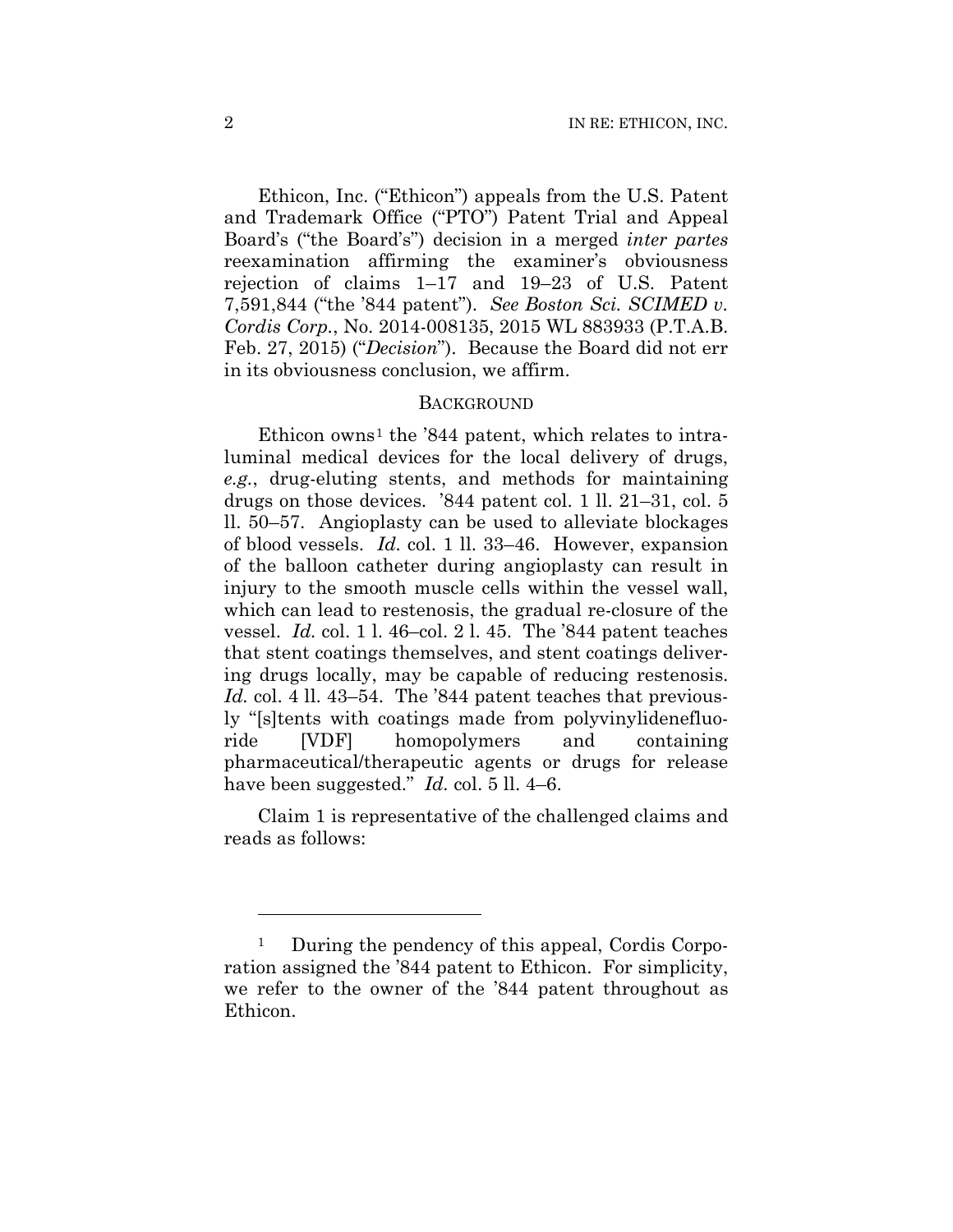Ethicon, Inc. ("Ethicon") appeals from the U.S. Patent and Trademark Office ("PTO") Patent Trial and Appeal Board's ("the Board's") decision in a merged *inter partes* reexamination affirming the examiner's obviousness rejection of claims 1–17 and 19–23 of U.S. Patent 7,591,844 ("the '844 patent"). *See Boston Sci. SCIMED v. Cordis Corp.*, No. 2014-008135, 2015 WL 883933 (P.T.A.B. Feb. 27, 2015) ("*Decision*"). Because the Board did not err in its obviousness conclusion, we affirm.

## BACKGROUND

Ethicon owns[1] the '844 patent, which relates to intraluminal medical devices for the local delivery of drugs, *e.g.*, drug-eluting stents, and methods for maintaining drugs on those devices. '844 patent col. 1 ll. 21–31, col. 5 ll. 50–57. Angioplasty can be used to alleviate blockages of blood vessels. *Id.* col. 1 ll. 33–46. However, expansion of the balloon catheter during angioplasty can result in injury to the smooth muscle cells within the vessel wall, which can lead to restenosis, the gradual re-closure of the vessel. *Id.* col. 1 l. 46–col. 2 l. 45. The '844 patent teaches that stent coatings themselves, and stent coatings delivering drugs locally, may be capable of reducing restenosis. *Id.* col. 4 ll. 43–54. The '844 patent teaches that previously "[s]tents with coatings made from polyvinylidenefluoride [VDF] homopolymers and containing pharmaceutical/therapeutic agents or drugs for release have been suggested." *Id.* col. 5 ll. 4–6.

Claim 1 is representative of the challenged claims and reads as follows:

---

[1] During the pendency of this appeal, Cordis Corporation assigned the '844 patent to Ethicon. For simplicity, we refer to the owner of the '844 patent throughout as Ethicon.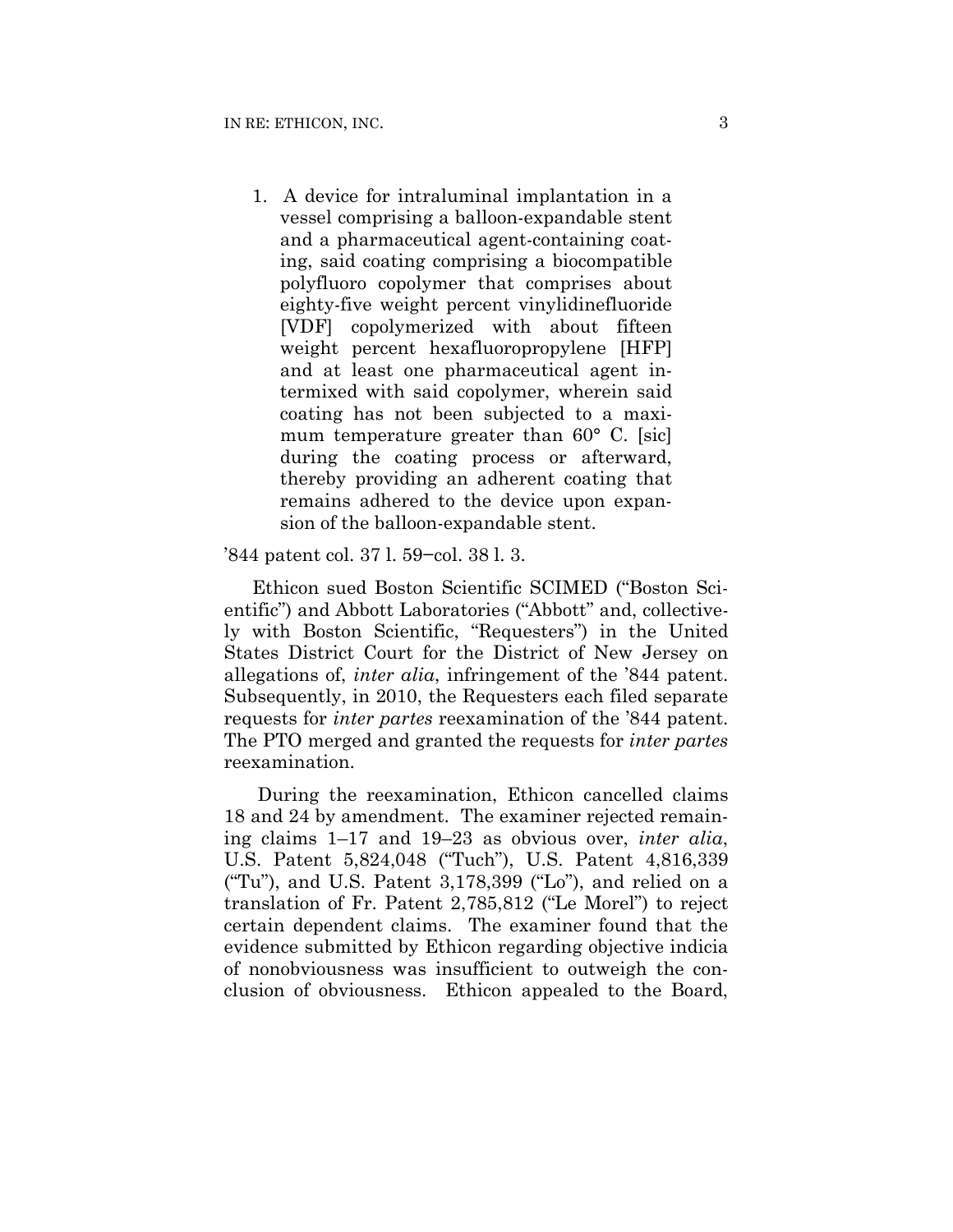1. A device for intraluminal implantation in a vessel comprising a balloon-expandable stent and a pharmaceutical agent-containing coating, said coating comprising a biocompatible polyfluoro copolymer that comprises about eighty-five weight percent vinylidinefluoride [VDF] copolymerized with about fifteen weight percent hexafluoropropylene [HFP] and at least one pharmaceutical agent intermixed with said copolymer, wherein said coating has not been subjected to a maximum temperature greater than 60° C. [sic] during the coating process or afterward, thereby providing an adherent coating that remains adhered to the device upon expansion of the balloon-expandable stent.

'844 patent col. 37 l. 59–col. 38 l. 3.

Ethicon sued Boston Scientific SCIMED ("Boston Scientific") and Abbott Laboratories ("Abbott" and, collectively with Boston Scientific, "Requesters") in the United States District Court for the District of New Jersey on allegations of, *inter alia*, infringement of the '844 patent. Subsequently, in 2010, the Requesters each filed separate requests for *inter partes* reexamination of the '844 patent. The PTO merged and granted the requests for *inter partes* reexamination.

During the reexamination, Ethicon cancelled claims 18 and 24 by amendment. The examiner rejected remaining claims 1–17 and 19–23 as obvious over, *inter alia*, U.S. Patent 5,824,048 ("Tuch"), U.S. Patent 4,816,339 ("Tu"), and U.S. Patent 3,178,399 ("Lo"), and relied on a translation of Fr. Patent 2,785,812 ("Le Morel") to reject certain dependent claims. The examiner found that the evidence submitted by Ethicon regarding objective indicia of nonobviousness was insufficient to outweigh the conclusion of obviousness. Ethicon appealed to the Board,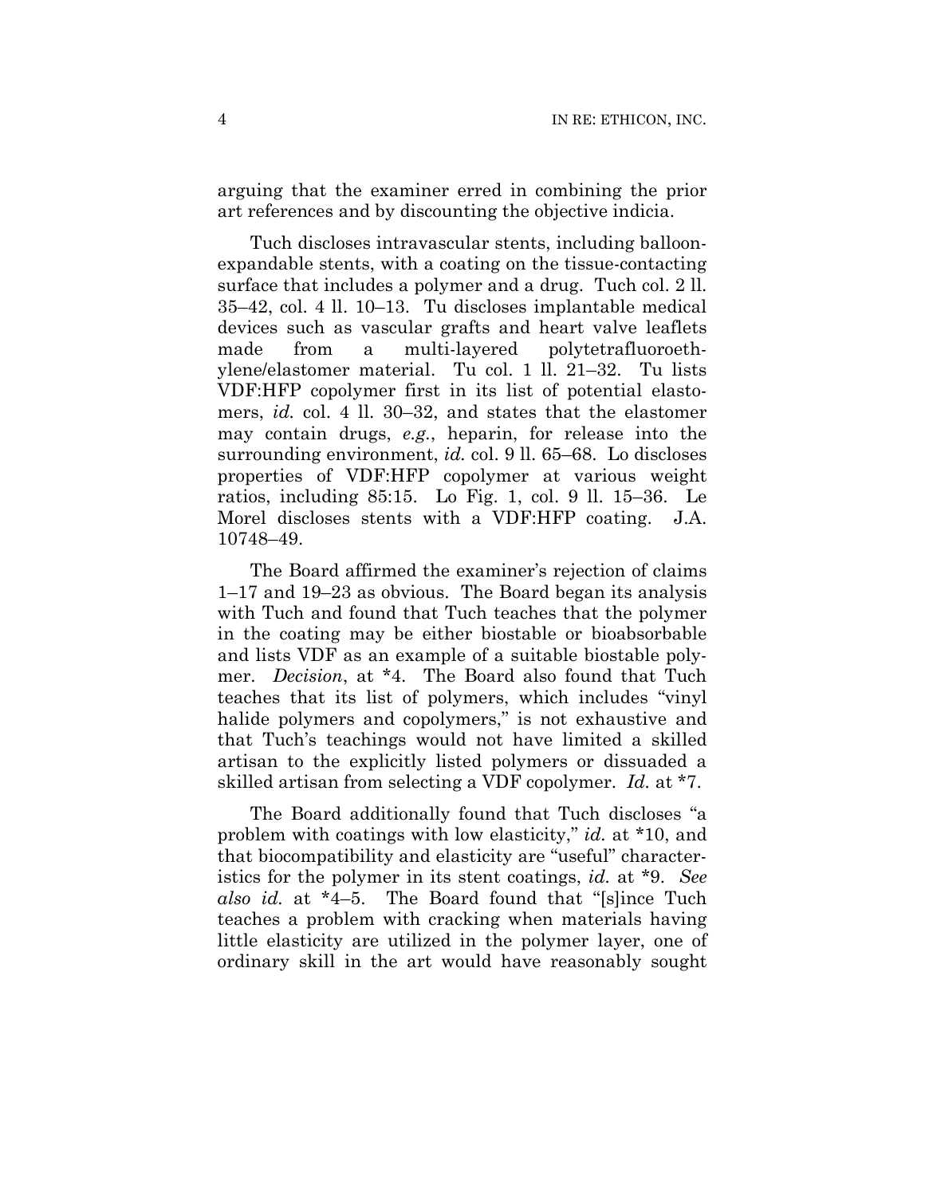arguing that the examiner erred in combining the prior art references and by discounting the objective indicia.

Tuch discloses intravascular stents, including balloon-expandable stents, with a coating on the tissue-contacting surface that includes a polymer and a drug. Tuch col. 2 ll. 35–42, col. 4 ll. 10–13. Tu discloses implantable medical devices such as vascular grafts and heart valve leaflets made from a multi-layered polytetrafluoroethylene/elastomer material. Tu col. 1 ll. 21–32. Tu lists VDF:HFP copolymer first in its list of potential elastomers, *id.* col. 4 ll. 30–32, and states that the elastomer may contain drugs, *e.g.*, heparin, for release into the surrounding environment, *id.* col. 9 ll. 65–68. Lo discloses properties of VDF:HFP copolymer at various weight ratios, including 85:15. Lo Fig. 1, col. 9 ll. 15–36. Le Morel discloses stents with a VDF:HFP coating. J.A. 10748–49.

The Board affirmed the examiner's rejection of claims 1–17 and 19–23 as obvious. The Board began its analysis with Tuch and found that Tuch teaches that the polymer in the coating may be either biostable or bioabsorbable and lists VDF as an example of a suitable biostable polymer. *Decision*, at *4. The Board also found that Tuch teaches that its list of polymers, which includes "vinyl halide polymers and copolymers," is not exhaustive and that Tuch's teachings would not have limited a skilled artisan to the explicitly listed polymers or dissuaded a skilled artisan from selecting a VDF copolymer. *Id.* at *7.

The Board additionally found that Tuch discloses "a problem with coatings with low elasticity," *id.* at *10, and that biocompatibility and elasticity are "useful" characteristics for the polymer in its stent coatings, *id.* at *9. *See also id.* at *4–5. The Board found that "[s]ince Tuch teaches a problem with cracking when materials having little elasticity are utilized in the polymer layer, one of ordinary skill in the art would have reasonably sought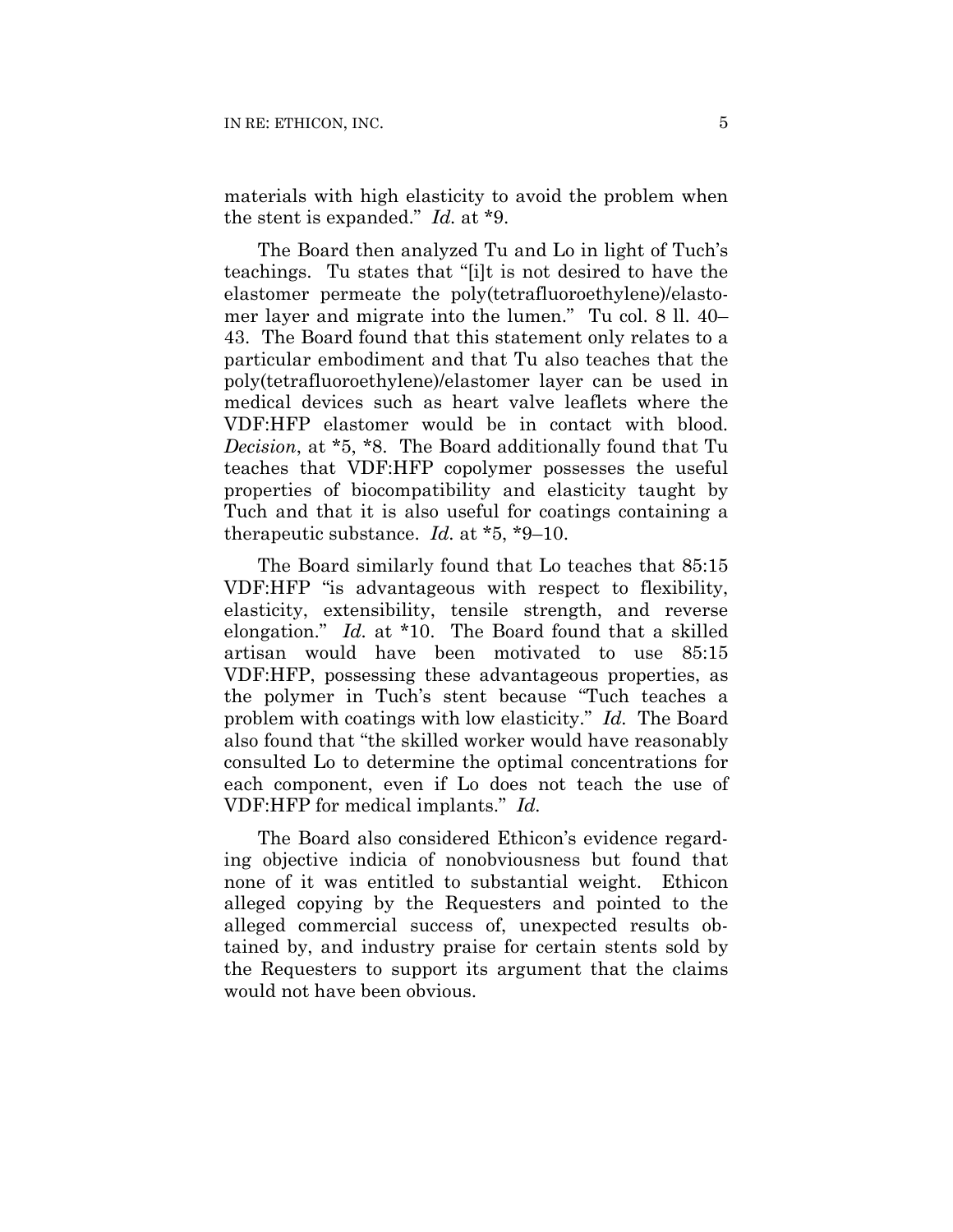materials with high elasticity to avoid the problem when the stent is expanded." *Id.* at *9.

The Board then analyzed Tu and Lo in light of Tuch's teachings. Tu states that "[i]t is not desired to have the elastomer permeate the poly(tetrafluoroethylene)/elastomer layer and migrate into the lumen." Tu col. 8 ll. 40–43. The Board found that this statement only relates to a particular embodiment and that Tu also teaches that the poly(tetrafluoroethylene)/elastomer layer can be used in medical devices such as heart valve leaflets where the VDF:HFP elastomer would be in contact with blood. *Decision*, at *5, *8. The Board additionally found that Tu teaches that VDF:HFP copolymer possesses the useful properties of biocompatibility and elasticity taught by Tuch and that it is also useful for coatings containing a therapeutic substance. *Id.* at *5, *9–10.

The Board similarly found that Lo teaches that 85:15 VDF:HFP "is advantageous with respect to flexibility, elasticity, extensibility, tensile strength, and reverse elongation." *Id.* at *10. The Board found that a skilled artisan would have been motivated to use 85:15 VDF:HFP, possessing these advantageous properties, as the polymer in Tuch's stent because "Tuch teaches a problem with coatings with low elasticity." *Id.* The Board also found that "the skilled worker would have reasonably consulted Lo to determine the optimal concentrations for each component, even if Lo does not teach the use of VDF:HFP for medical implants." *Id.*

The Board also considered Ethicon's evidence regarding objective indicia of nonobviousness but found that none of it was entitled to substantial weight. Ethicon alleged copying by the Requesters and pointed to the alleged commercial success of, unexpected results obtained by, and industry praise for certain stents sold by the Requesters to support its argument that the claims would not have been obvious.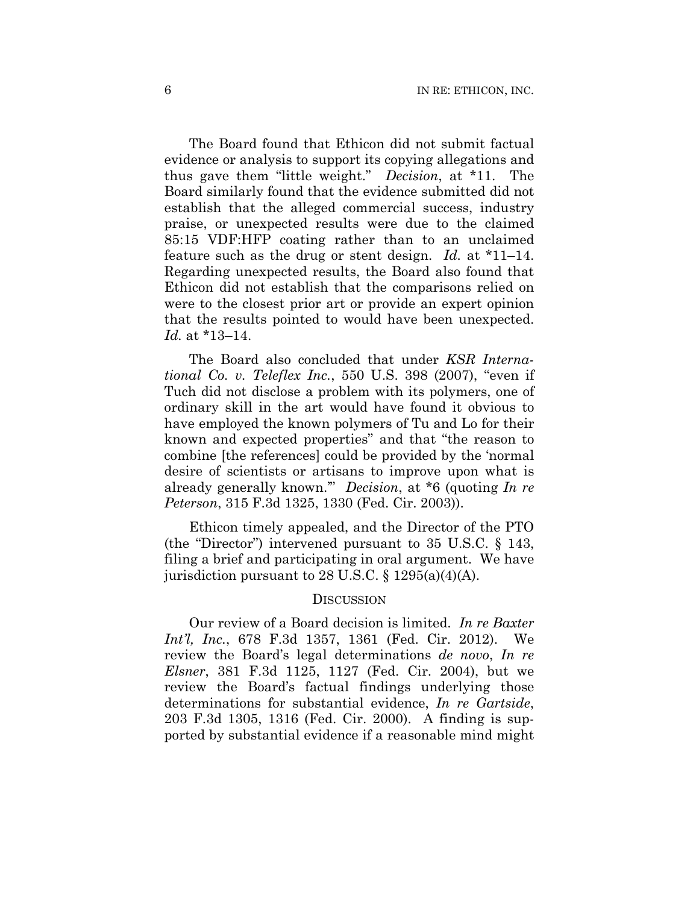The Board found that Ethicon did not submit factual evidence or analysis to support its copying allegations and thus gave them "little weight." *Decision*, at *11. The Board similarly found that the evidence submitted did not establish that the alleged commercial success, industry praise, or unexpected results were due to the claimed 85:15 VDF:HFP coating rather than to an unclaimed feature such as the drug or stent design. *Id.* at *11–14. Regarding unexpected results, the Board also found that Ethicon did not establish that the comparisons relied on were to the closest prior art or provide an expert opinion that the results pointed to would have been unexpected. *Id.* at *13–14.

The Board also concluded that under *KSR International Co. v. Teleflex Inc.*, 550 U.S. 398 (2007), "even if Tuch did not disclose a problem with its polymers, one of ordinary skill in the art would have found it obvious to have employed the known polymers of Tu and Lo for their known and expected properties" and that "the reason to combine [the references] could be provided by the 'normal desire of scientists or artisans to improve upon what is already generally known.'" *Decision*, at *6 (quoting *In re Peterson*, 315 F.3d 1325, 1330 (Fed. Cir. 2003)).

Ethicon timely appealed, and the Director of the PTO (the "Director") intervened pursuant to 35 U.S.C. § 143, filing a brief and participating in oral argument. We have jurisdiction pursuant to 28 U.S.C. § 1295(a)(4)(A).

## DISCUSSION

Our review of a Board decision is limited. *In re Baxter Int'l, Inc.*, 678 F.3d 1357, 1361 (Fed. Cir. 2012). We review the Board's legal determinations *de novo*, *In re Elsner*, 381 F.3d 1125, 1127 (Fed. Cir. 2004), but we review the Board's factual findings underlying those determinations for substantial evidence, *In re Gartside*, 203 F.3d 1305, 1316 (Fed. Cir. 2000). A finding is supported by substantial evidence if a reasonable mind might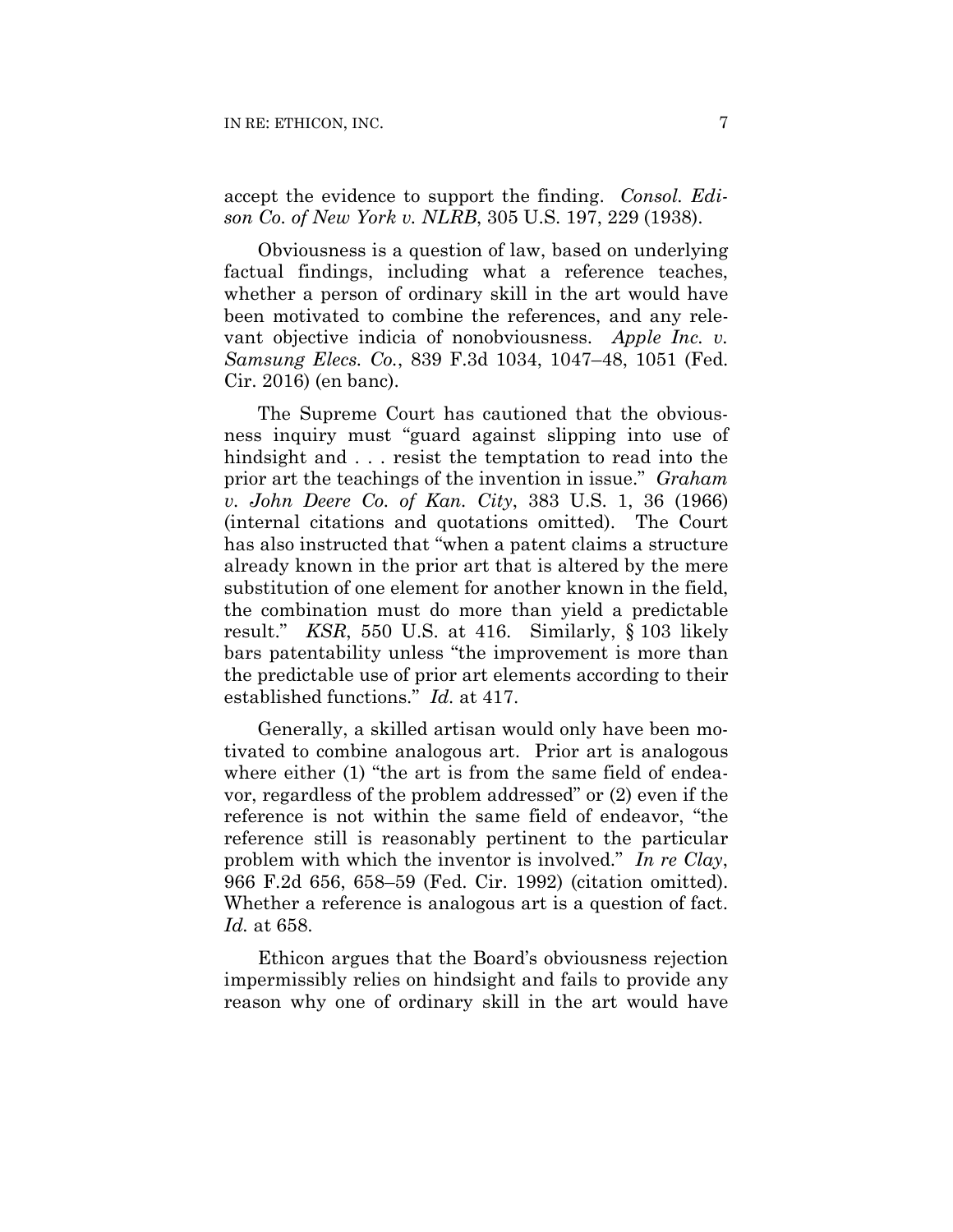accept the evidence to support the finding. *Consol. Edison Co. of New York v. NLRB*, 305 U.S. 197, 229 (1938).

Obviousness is a question of law, based on underlying factual findings, including what a reference teaches, whether a person of ordinary skill in the art would have been motivated to combine the references, and any relevant objective indicia of nonobviousness. *Apple Inc. v. Samsung Elecs. Co.*, 839 F.3d 1034, 1047–48, 1051 (Fed. Cir. 2016) (en banc).

The Supreme Court has cautioned that the obviousness inquiry must "guard against slipping into use of hindsight and . . . resist the temptation to read into the prior art the teachings of the invention in issue." *Graham v. John Deere Co. of Kan. City*, 383 U.S. 1, 36 (1966) (internal citations and quotations omitted). The Court has also instructed that "when a patent claims a structure already known in the prior art that is altered by the mere substitution of one element for another known in the field, the combination must do more than yield a predictable result." *KSR*, 550 U.S. at 416. Similarly, § 103 likely bars patentability unless "the improvement is more than the predictable use of prior art elements according to their established functions." *Id.* at 417.

Generally, a skilled artisan would only have been motivated to combine analogous art. Prior art is analogous where either (1) "the art is from the same field of endeavor, regardless of the problem addressed" or (2) even if the reference is not within the same field of endeavor, "the reference still is reasonably pertinent to the particular problem with which the inventor is involved." *In re Clay*, 966 F.2d 656, 658–59 (Fed. Cir. 1992) (citation omitted). Whether a reference is analogous art is a question of fact. *Id.* at 658.

Ethicon argues that the Board's obviousness rejection impermissibly relies on hindsight and fails to provide any reason why one of ordinary skill in the art would have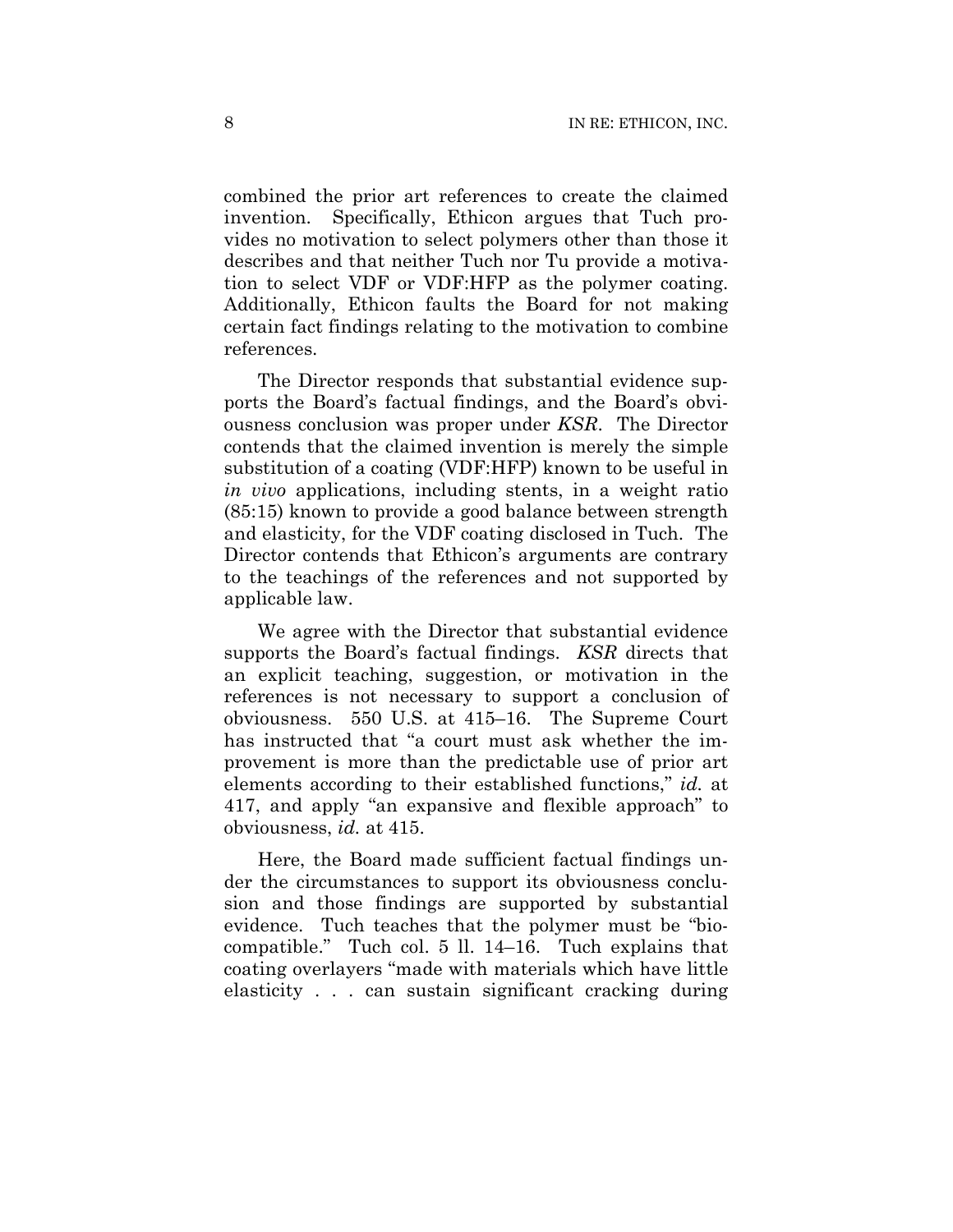combined the prior art references to create the claimed invention. Specifically, Ethicon argues that Tuch provides no motivation to select polymers other than those it describes and that neither Tuch nor Tu provide a motivation to select VDF or VDF:HFP as the polymer coating. Additionally, Ethicon faults the Board for not making certain fact findings relating to the motivation to combine references.

The Director responds that substantial evidence supports the Board's factual findings, and the Board's obviousness conclusion was proper under *KSR*. The Director contends that the claimed invention is merely the simple substitution of a coating (VDF:HFP) known to be useful in *in vivo* applications, including stents, in a weight ratio (85:15) known to provide a good balance between strength and elasticity, for the VDF coating disclosed in Tuch. The Director contends that Ethicon's arguments are contrary to the teachings of the references and not supported by applicable law.

We agree with the Director that substantial evidence supports the Board's factual findings. *KSR* directs that an explicit teaching, suggestion, or motivation in the references is not necessary to support a conclusion of obviousness. 550 U.S. at 415–16. The Supreme Court has instructed that "a court must ask whether the improvement is more than the predictable use of prior art elements according to their established functions," *id.* at 417, and apply "an expansive and flexible approach" to obviousness, *id.* at 415.

Here, the Board made sufficient factual findings under the circumstances to support its obviousness conclusion and those findings are supported by substantial evidence. Tuch teaches that the polymer must be "biocompatible." Tuch col. 5 ll. 14–16. Tuch explains that coating overlayers "made with materials which have little elasticity . . . can sustain significant cracking during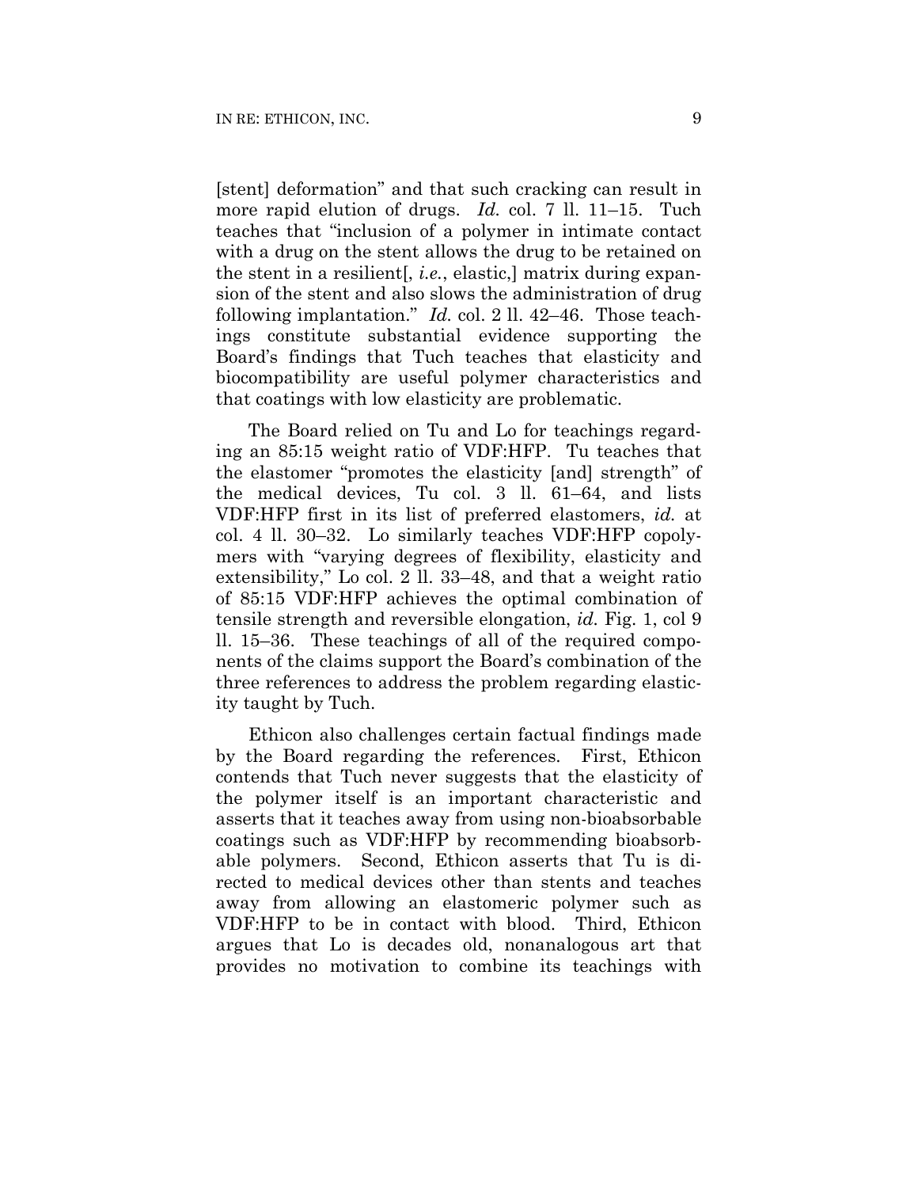[stent] deformation" and that such cracking can result in more rapid elution of drugs. *Id.* col. 7 ll. 11–15. Tuch teaches that "inclusion of a polymer in intimate contact with a drug on the stent allows the drug to be retained on the stent in a resilient[, *i.e.*, elastic,] matrix during expansion of the stent and also slows the administration of drug following implantation." *Id.* col. 2 ll. 42–46. Those teachings constitute substantial evidence supporting the Board's findings that Tuch teaches that elasticity and biocompatibility are useful polymer characteristics and that coatings with low elasticity are problematic.

The Board relied on Tu and Lo for teachings regarding an 85:15 weight ratio of VDF:HFP. Tu teaches that the elastomer "promotes the elasticity [and] strength" of the medical devices, Tu col. 3 ll. 61–64, and lists VDF:HFP first in its list of preferred elastomers, *id.* at col. 4 ll. 30–32. Lo similarly teaches VDF:HFP copolymers with "varying degrees of flexibility, elasticity and extensibility," Lo col. 2 ll. 33–48, and that a weight ratio of 85:15 VDF:HFP achieves the optimal combination of tensile strength and reversible elongation, *id.* Fig. 1, col 9 ll. 15–36. These teachings of all of the required components of the claims support the Board's combination of the three references to address the problem regarding elasticity taught by Tuch.

Ethicon also challenges certain factual findings made by the Board regarding the references. First, Ethicon contends that Tuch never suggests that the elasticity of the polymer itself is an important characteristic and asserts that it teaches away from using non-bioabsorbable coatings such as VDF:HFP by recommending bioabsorbable polymers. Second, Ethicon asserts that Tu is directed to medical devices other than stents and teaches away from allowing an elastomeric polymer such as VDF:HFP to be in contact with blood. Third, Ethicon argues that Lo is decades old, nonanalogous art that provides no motivation to combine its teachings with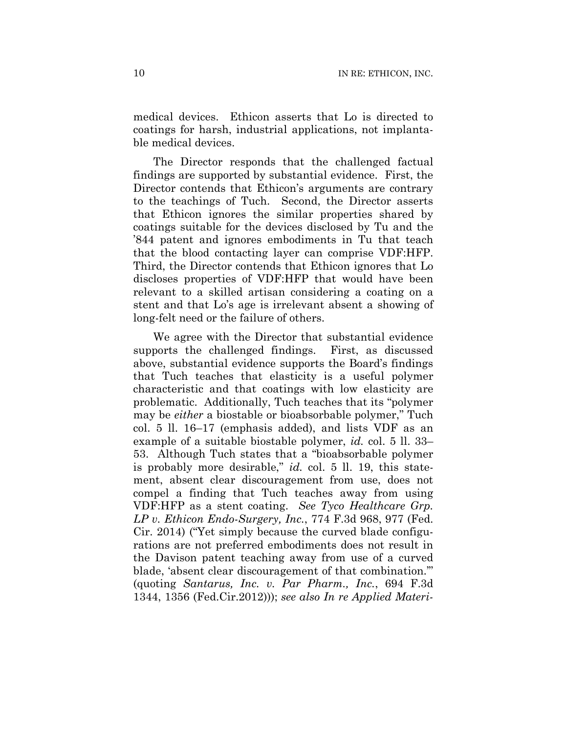medical devices. Ethicon asserts that Lo is directed to coatings for harsh, industrial applications, not implantable medical devices.

The Director responds that the challenged factual findings are supported by substantial evidence. First, the Director contends that Ethicon's arguments are contrary to the teachings of Tuch. Second, the Director asserts that Ethicon ignores the similar properties shared by coatings suitable for the devices disclosed by Tu and the '844 patent and ignores embodiments in Tu that teach that the blood contacting layer can comprise VDF:HFP. Third, the Director contends that Ethicon ignores that Lo discloses properties of VDF:HFP that would have been relevant to a skilled artisan considering a coating on a stent and that Lo's age is irrelevant absent a showing of long-felt need or the failure of others.

We agree with the Director that substantial evidence supports the challenged findings. First, as discussed above, substantial evidence supports the Board's findings that Tuch teaches that elasticity is a useful polymer characteristic and that coatings with low elasticity are problematic. Additionally, Tuch teaches that its "polymer may be *either* a biostable or bioabsorbable polymer," Tuch col. 5 ll. 16–17 (emphasis added), and lists VDF as an example of a suitable biostable polymer, *id.* col. 5 ll. 33–53. Although Tuch states that a "bioabsorbable polymer is probably more desirable," *id.* col. 5 ll. 19, this statement, absent clear discouragement from use, does not compel a finding that Tuch teaches away from using VDF:HFP as a stent coating. *See Tyco Healthcare Grp. LP v. Ethicon Endo-Surgery, Inc.*, 774 F.3d 968, 977 (Fed. Cir. 2014) ("Yet simply because the curved blade configurations are not preferred embodiments does not result in the Davison patent teaching away from use of a curved blade, 'absent clear discouragement of that combination.'" (quoting *Santarus, Inc. v. Par Pharm., Inc.*, 694 F.3d 1344, 1356 (Fed.Cir.2012))); *see also In re Applied Materi-*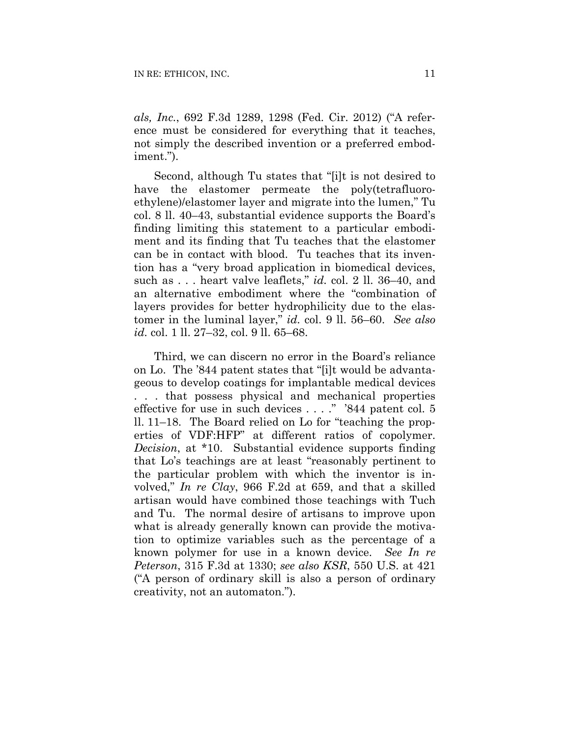*als, Inc.*, 692 F.3d 1289, 1298 (Fed. Cir. 2012) ("A reference must be considered for everything that it teaches, not simply the described invention or a preferred embodiment.").

Second, although Tu states that "[i]t is not desired to have the elastomer permeate the poly(tetrafluoroethylene)/elastomer layer and migrate into the lumen," Tu col. 8 ll. 40–43, substantial evidence supports the Board's finding limiting this statement to a particular embodiment and its finding that Tu teaches that the elastomer can be in contact with blood. Tu teaches that its invention has a "very broad application in biomedical devices, such as . . . heart valve leaflets," *id.* col. 2 ll. 36–40, and an alternative embodiment where the "combination of layers provides for better hydrophilicity due to the elastomer in the luminal layer," *id.* col. 9 ll. 56–60. *See also id.* col. 1 ll. 27–32, col. 9 ll. 65–68.

Third, we can discern no error in the Board's reliance on Lo. The '844 patent states that "[i]t would be advantageous to develop coatings for implantable medical devices . . . that possess physical and mechanical properties effective for use in such devices . . . ." '844 patent col. 5 ll. 11–18. The Board relied on Lo for "teaching the properties of VDF:HFP" at different ratios of copolymer. *Decision*, at \*10. Substantial evidence supports finding that Lo's teachings are at least "reasonably pertinent to the particular problem with which the inventor is involved," *In re Clay*, 966 F.2d at 659, and that a skilled artisan would have combined those teachings with Tuch and Tu. The normal desire of artisans to improve upon what is already generally known can provide the motivation to optimize variables such as the percentage of a known polymer for use in a known device. *See In re Peterson*, 315 F.3d at 1330; *see also KSR*, 550 U.S. at 421 ("A person of ordinary skill is also a person of ordinary creativity, not an automaton.").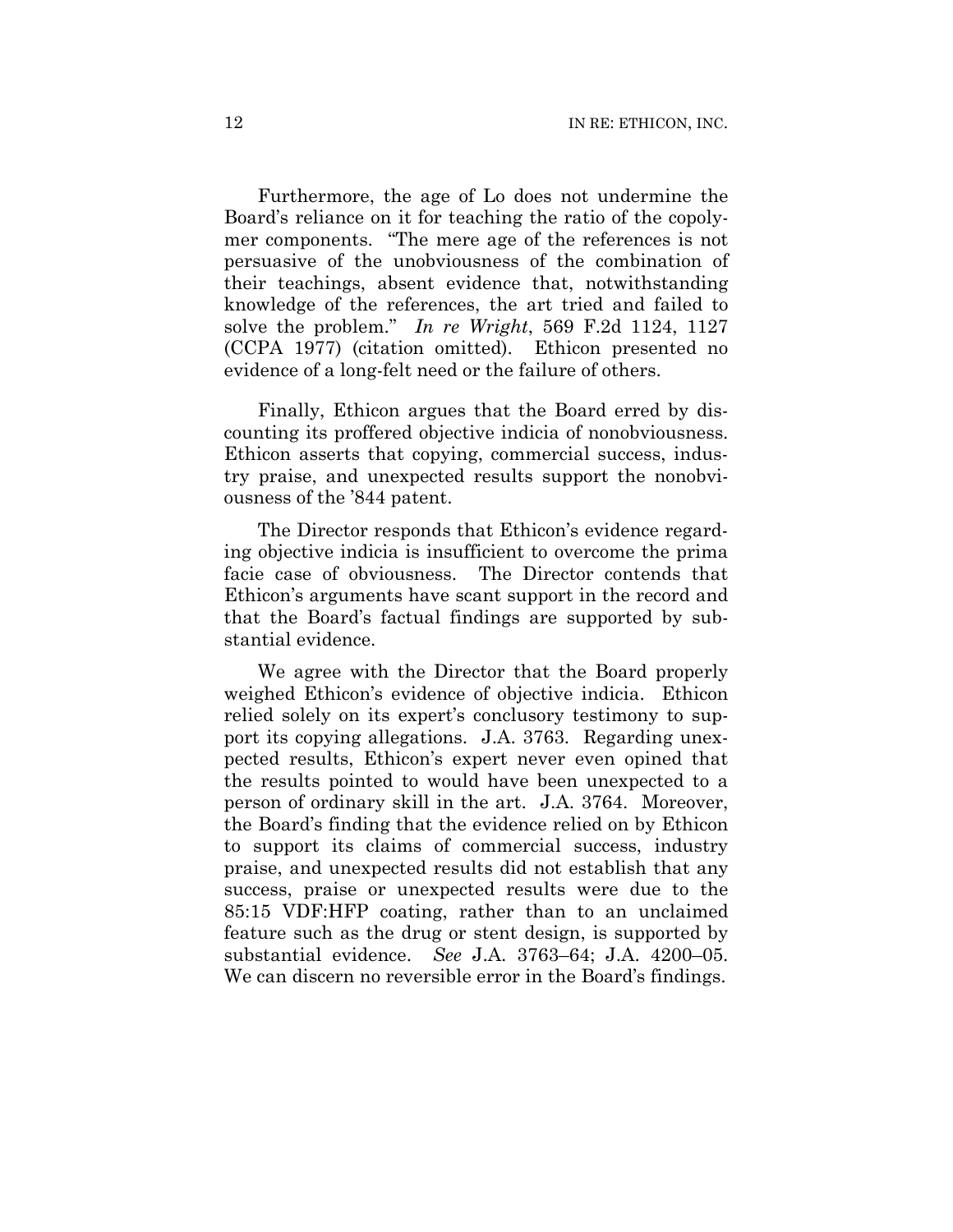Furthermore, the age of Lo does not undermine the Board's reliance on it for teaching the ratio of the copolymer components. "The mere age of the references is not persuasive of the unobviousness of the combination of their teachings, absent evidence that, notwithstanding knowledge of the references, the art tried and failed to solve the problem." *In re Wright*, 569 F.2d 1124, 1127 (CCPA 1977) (citation omitted). Ethicon presented no evidence of a long-felt need or the failure of others.

Finally, Ethicon argues that the Board erred by discounting its proffered objective indicia of nonobviousness. Ethicon asserts that copying, commercial success, industry praise, and unexpected results support the nonobviousness of the '844 patent.

The Director responds that Ethicon's evidence regarding objective indicia is insufficient to overcome the prima facie case of obviousness. The Director contends that Ethicon's arguments have scant support in the record and that the Board's factual findings are supported by substantial evidence.

We agree with the Director that the Board properly weighed Ethicon's evidence of objective indicia. Ethicon relied solely on its expert's conclusory testimony to support its copying allegations. J.A. 3763. Regarding unexpected results, Ethicon's expert never even opined that the results pointed to would have been unexpected to a person of ordinary skill in the art. J.A. 3764. Moreover, the Board's finding that the evidence relied on by Ethicon to support its claims of commercial success, industry praise, and unexpected results did not establish that any success, praise or unexpected results were due to the 85:15 VDF:HFP coating, rather than to an unclaimed feature such as the drug or stent design, is supported by substantial evidence. *See* J.A. 3763–64; J.A. 4200–05. We can discern no reversible error in the Board's findings.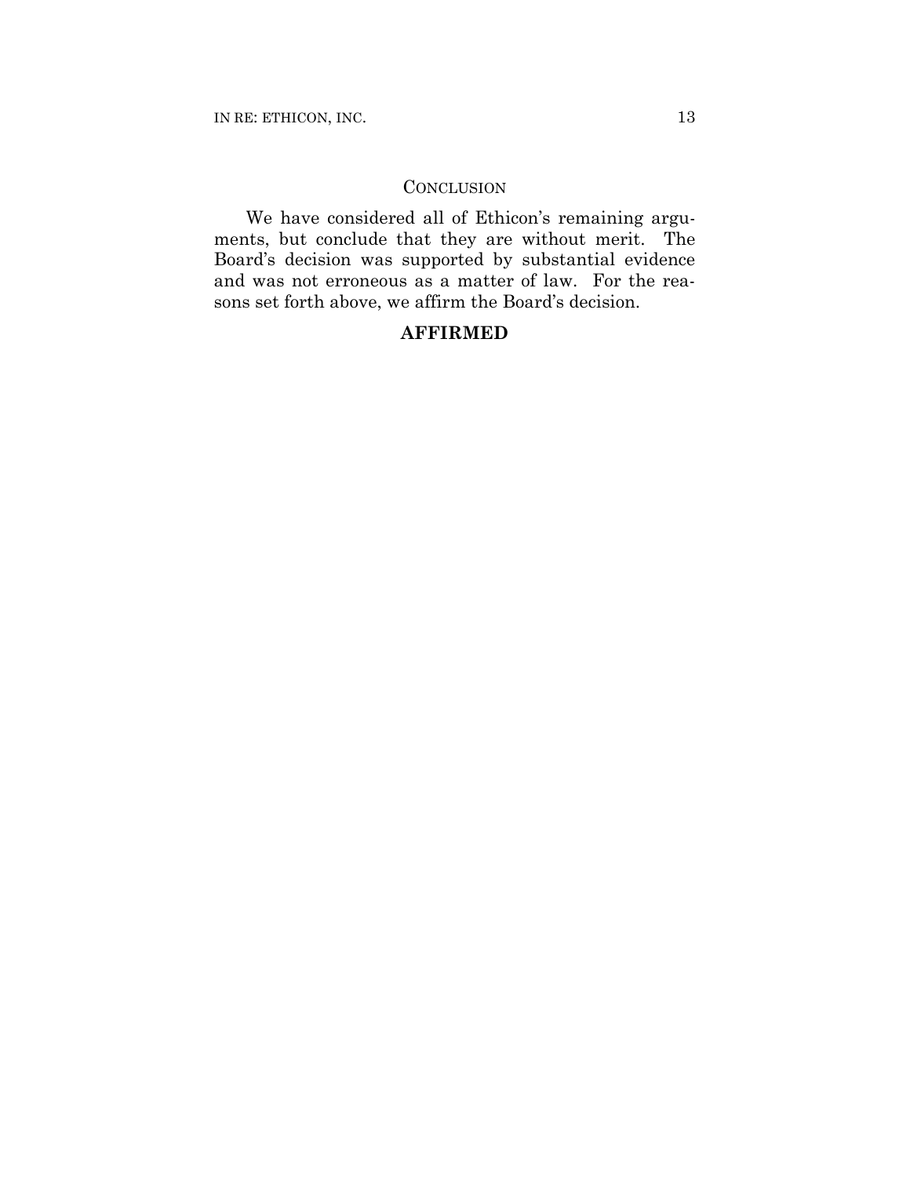## Conclusion

We have considered all of Ethicon's remaining arguments, but conclude that they are without merit. The Board's decision was supported by substantial evidence and was not erroneous as a matter of law. For the reasons set forth above, we affirm the Board's decision.

**AFFIRMED**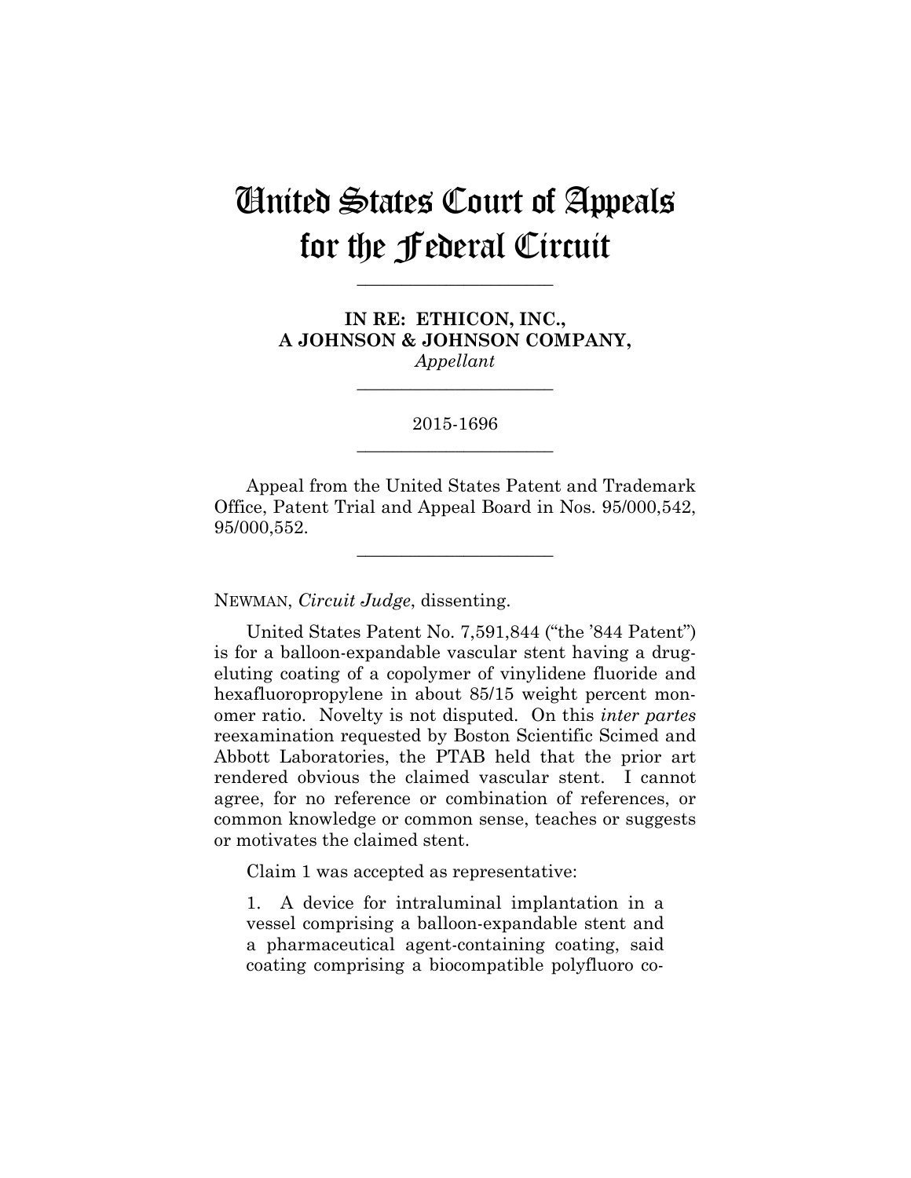# United States Court of Appeals for the Federal Circuit

---

**IN RE: ETHICON, INC., A JOHNSON & JOHNSON COMPANY,**
*Appellant*

---

2015-1696

---

Appeal from the United States Patent and Trademark Office, Patent Trial and Appeal Board in Nos. 95/000,542, 95/000,552.

---

NEWMAN, *Circuit Judge*, dissenting.

United States Patent No. 7,591,844 ("the '844 Patent") is for a balloon-expandable vascular stent having a drug-eluting coating of a copolymer of vinylidene fluoride and hexafluoropropylene in about 85/15 weight percent monomer ratio. Novelty is not disputed. On this *inter partes* reexamination requested by Boston Scientific Scimed and Abbott Laboratories, the PTAB held that the prior art rendered obvious the claimed vascular stent. I cannot agree, for no reference or combination of references, or common knowledge or common sense, teaches or suggests or motivates the claimed stent.

Claim 1 was accepted as representative:

> 1. A device for intraluminal implantation in a vessel comprising a balloon-expandable stent and a pharmaceutical agent-containing coating, said coating comprising a biocompatible polyfluoro co-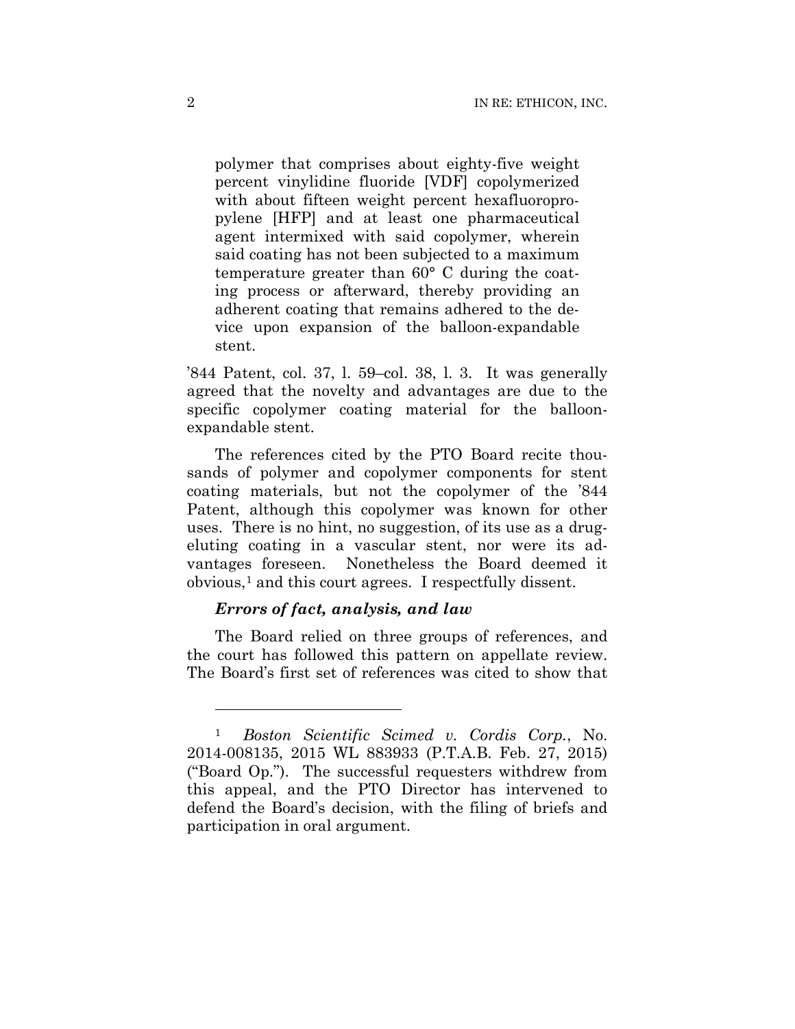polymer that comprises about eighty-five weight percent vinylidine fluoride [VDF] copolymerized with about fifteen weight percent hexafluoropropylene [HFP] and at least one pharmaceutical agent intermixed with said copolymer, wherein said coating has not been subjected to a maximum temperature greater than 60° C during the coating process or afterward, thereby providing an adherent coating that remains adhered to the device upon expansion of the balloon-expandable stent.

'844 Patent, col. 37, l. 59–col. 38, l. 3. It was generally agreed that the novelty and advantages are due to the specific copolymer coating material for the balloon-expandable stent.

The references cited by the PTO Board recite thousands of polymer and copolymer components for stent coating materials, but not the copolymer of the '844 Patent, although this copolymer was known for other uses. There is no hint, no suggestion, of its use as a drug-eluting coating in a vascular stent, nor were its advantages foreseen. Nonetheless the Board deemed it obvious,[1] and this court agrees. I respectfully dissent.

### *Errors of fact, analysis, and law*

The Board relied on three groups of references, and the court has followed this pattern on appellate review. The Board's first set of references was cited to show that

---

[1] *Boston Scientific Scimed v. Cordis Corp.*, No. 2014-008135, 2015 WL 883933 (P.T.A.B. Feb. 27, 2015) ("Board Op."). The successful requesters withdrew from this appeal, and the PTO Director has intervened to defend the Board's decision, with the filing of briefs and participation in oral argument.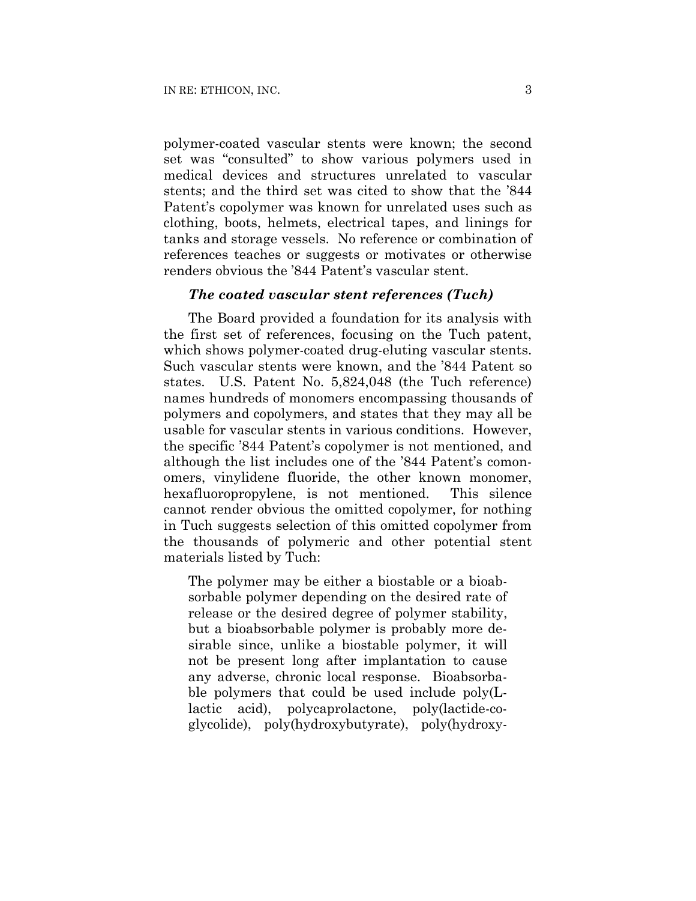polymer-coated vascular stents were known; the second set was "consulted" to show various polymers used in medical devices and structures unrelated to vascular stents; and the third set was cited to show that the '844 Patent's copolymer was known for unrelated uses such as clothing, boots, helmets, electrical tapes, and linings for tanks and storage vessels. No reference or combination of references teaches or suggests or motivates or otherwise renders obvious the '844 Patent's vascular stent.

***The coated vascular stent references (Tuch)***

The Board provided a foundation for its analysis with the first set of references, focusing on the Tuch patent, which shows polymer-coated drug-eluting vascular stents. Such vascular stents were known, and the '844 Patent so states. U.S. Patent No. 5,824,048 (the Tuch reference) names hundreds of monomers encompassing thousands of polymers and copolymers, and states that they may all be usable for vascular stents in various conditions. However, the specific '844 Patent's copolymer is not mentioned, and although the list includes one of the '844 Patent's comonomers, vinylidene fluoride, the other known monomer, hexafluoropropylene, is not mentioned. This silence cannot render obvious the omitted copolymer, for nothing in Tuch suggests selection of this omitted copolymer from the thousands of polymeric and other potential stent materials listed by Tuch:

> The polymer may be either a biostable or a bioabsorbable polymer depending on the desired rate of release or the desired degree of polymer stability, but a bioabsorbable polymer is probably more desirable since, unlike a biostable polymer, it will not be present long after implantation to cause any adverse, chronic local response. Bioabsorbable polymers that could be used include poly(L-lactic acid), polycaprolactone, poly(lactide-co-glycolide), poly(hydroxybutyrate), poly(hydroxy-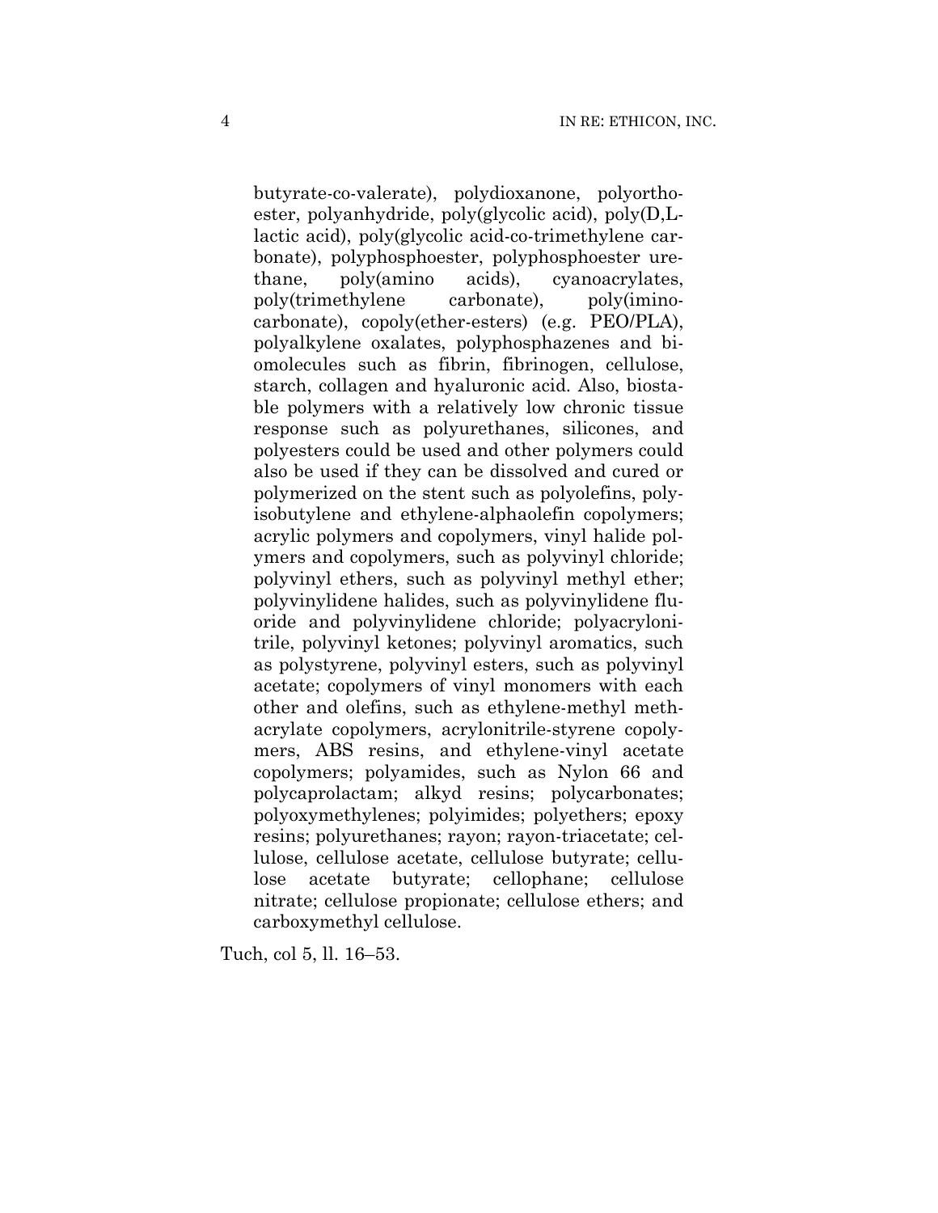> butyrate-co-valerate), polydioxanone, polyorthoester, polyanhydride, poly(glycolic acid), poly(D,L-lactic acid), poly(glycolic acid-co-trimethylene carbonate), polyphosphoester, polyphosphoester urethane, poly(amino acids), cyanoacrylates, poly(trimethylene carbonate), poly(iminocarbonate), copoly(ether-esters) (e.g. PEO/PLA), polyalkylene oxalates, polyphosphazenes and biomolecules such as fibrin, fibrinogen, cellulose, starch, collagen and hyaluronic acid. Also, biostable polymers with a relatively low chronic tissue response such as polyurethanes, silicones, and polyesters could be used and other polymers could also be used if they can be dissolved and cured or polymerized on the stent such as polyolefins, polyisobutylene and ethylene-alphaolefin copolymers; acrylic polymers and copolymers, vinyl halide polymers and copolymers, such as polyvinyl chloride; polyvinyl ethers, such as polyvinyl methyl ether; polyvinylidene halides, such as polyvinylidene fluoride and polyvinylidene chloride; polyacrylonitrile, polyvinyl ketones; polyvinyl aromatics, such as polystyrene, polyvinyl esters, such as polyvinyl acetate; copolymers of vinyl monomers with each other and olefins, such as ethylene-methyl methacrylate copolymers, acrylonitrile-styrene copolymers, ABS resins, and ethylene-vinyl acetate copolymers; polyamides, such as Nylon 66 and polycaprolactam; alkyd resins; polycarbonates; polyoxymethylenes; polyimides; polyethers; epoxy resins; polyurethanes; rayon; rayon-triacetate; cellulose, cellulose acetate, cellulose butyrate; cellulose acetate butyrate; cellophane; cellulose nitrate; cellulose propionate; cellulose ethers; and carboxymethyl cellulose.

Tuch, col 5, ll. 16–53.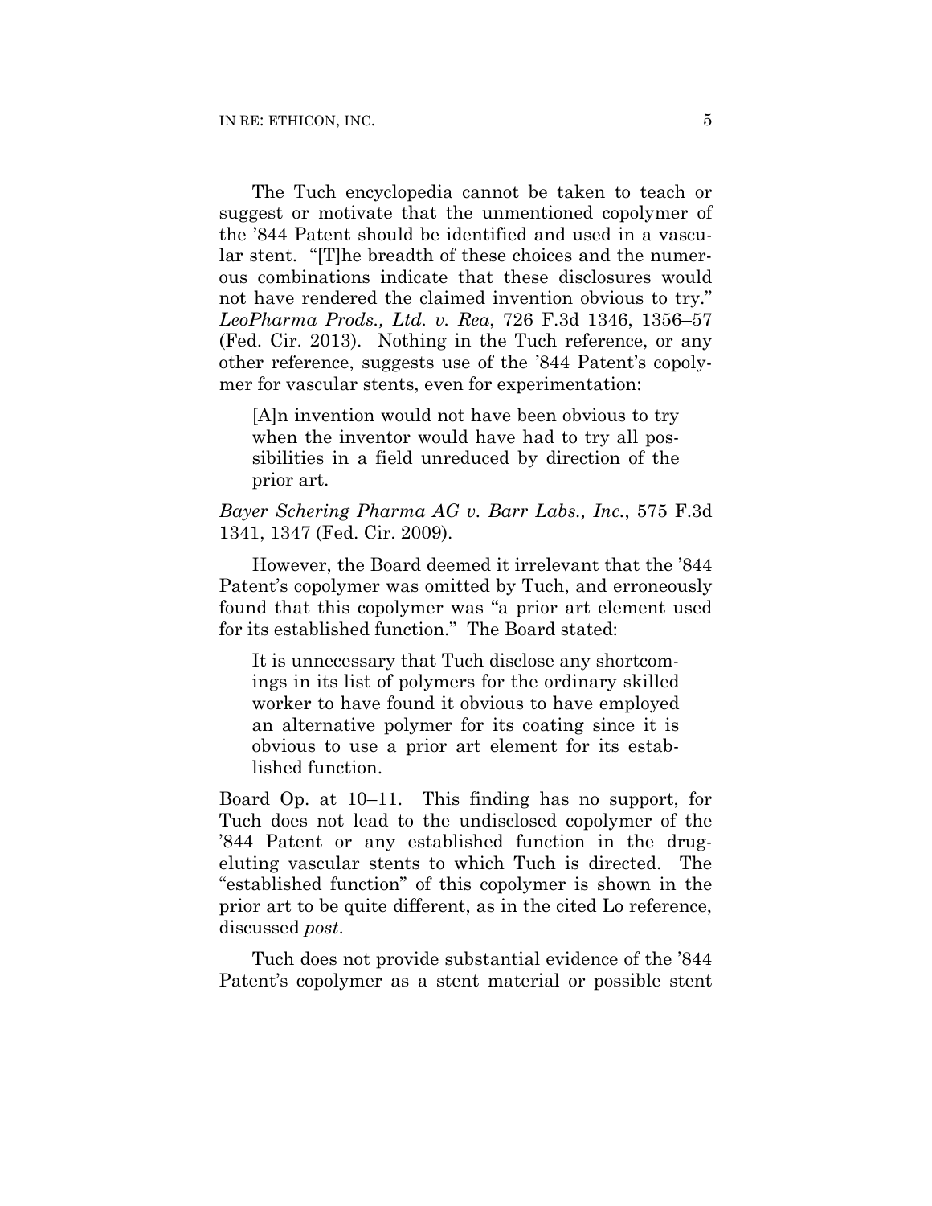The Tuch encyclopedia cannot be taken to teach or suggest or motivate that the unmentioned copolymer of the '844 Patent should be identified and used in a vascular stent. "[T]he breadth of these choices and the numerous combinations indicate that these disclosures would not have rendered the claimed invention obvious to try." *LeoPharma Prods., Ltd. v. Rea*, 726 F.3d 1346, 1356–57 (Fed. Cir. 2013). Nothing in the Tuch reference, or any other reference, suggests use of the '844 Patent's copolymer for vascular stents, even for experimentation:

> [A]n invention would not have been obvious to try when the inventor would have had to try all possibilities in a field unreduced by direction of the prior art.

*Bayer Schering Pharma AG v. Barr Labs., Inc.*, 575 F.3d 1341, 1347 (Fed. Cir. 2009).

However, the Board deemed it irrelevant that the '844 Patent's copolymer was omitted by Tuch, and erroneously found that this copolymer was "a prior art element used for its established function." The Board stated:

> It is unnecessary that Tuch disclose any shortcomings in its list of polymers for the ordinary skilled worker to have found it obvious to have employed an alternative polymer for its coating since it is obvious to use a prior art element for its established function.

Board Op. at 10–11. This finding has no support, for Tuch does not lead to the undisclosed copolymer of the '844 Patent or any established function in the drug-eluting vascular stents to which Tuch is directed. The "established function" of this copolymer is shown in the prior art to be quite different, as in the cited Lo reference, discussed *post*.

Tuch does not provide substantial evidence of the '844 Patent's copolymer as a stent material or possible stent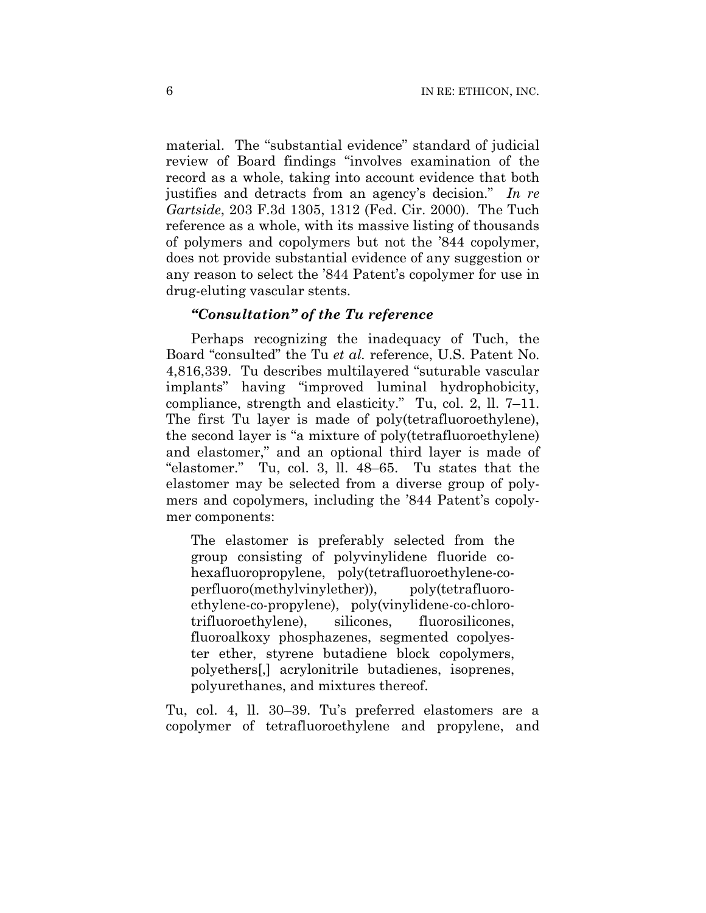material. The "substantial evidence" standard of judicial review of Board findings "involves examination of the record as a whole, taking into account evidence that both justifies and detracts from an agency's decision." *In re Gartside*, 203 F.3d 1305, 1312 (Fed. Cir. 2000). The Tuch reference as a whole, with its massive listing of thousands of polymers and copolymers but not the '844 copolymer, does not provide substantial evidence of any suggestion or any reason to select the '844 Patent's copolymer for use in drug-eluting vascular stents.

### *"Consultation" of the Tu reference*

Perhaps recognizing the inadequacy of Tuch, the Board "consulted" the Tu *et al.* reference, U.S. Patent No. 4,816,339. Tu describes multilayered "suturable vascular implants" having "improved luminal hydrophobicity, compliance, strength and elasticity." Tu, col. 2, ll. 7–11. The first Tu layer is made of poly(tetrafluoroethylene), the second layer is "a mixture of poly(tetrafluoroethylene) and elastomer," and an optional third layer is made of "elastomer." Tu, col. 3, ll. 48–65. Tu states that the elastomer may be selected from a diverse group of polymers and copolymers, including the '844 Patent's copolymer components:

> The elastomer is preferably selected from the group consisting of polyvinylidene fluoride co-hexafluoropropylene, poly(tetrafluoroethylene-co-perfluoro(methylvinylether)), poly(tetrafluoroethylene-co-propylene), poly(vinylidene-co-chlorotrifluoroethylene), silicones, fluorosilicones, fluoroalkoxy phosphazenes, segmented copolyester ether, styrene butadiene block copolymers, polyethers[,] acrylonitrile butadienes, isoprenes, polyurethanes, and mixtures thereof.

Tu, col. 4, ll. 30–39. Tu's preferred elastomers are a copolymer of tetrafluoroethylene and propylene, and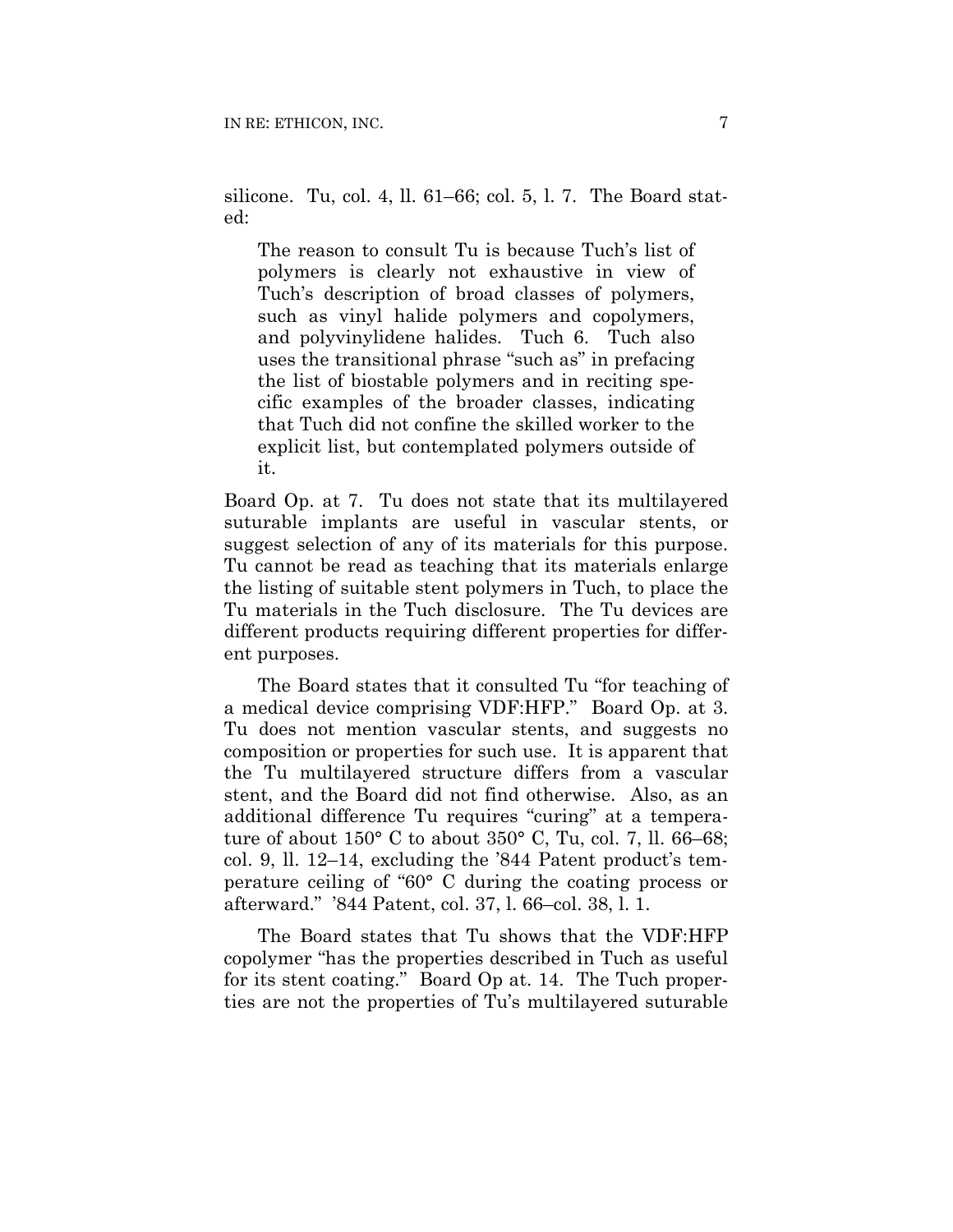silicone. Tu, col. 4, ll. 61–66; col. 5, l. 7. The Board stated:

> The reason to consult Tu is because Tuch's list of polymers is clearly not exhaustive in view of Tuch's description of broad classes of polymers, such as vinyl halide polymers and copolymers, and polyvinylidene halides. Tuch 6. Tuch also uses the transitional phrase "such as" in prefacing the list of biostable polymers and in reciting specific examples of the broader classes, indicating that Tuch did not confine the skilled worker to the explicit list, but contemplated polymers outside of it.

Board Op. at 7. Tu does not state that its multilayered suturable implants are useful in vascular stents, or suggest selection of any of its materials for this purpose. Tu cannot be read as teaching that its materials enlarge the listing of suitable stent polymers in Tuch, to place the Tu materials in the Tuch disclosure. The Tu devices are different products requiring different properties for different purposes.

The Board states that it consulted Tu "for teaching of a medical device comprising VDF:HFP." Board Op. at 3. Tu does not mention vascular stents, and suggests no composition or properties for such use. It is apparent that the Tu multilayered structure differs from a vascular stent, and the Board did not find otherwise. Also, as an additional difference Tu requires "curing" at a temperature of about 150° C to about 350° C, Tu, col. 7, ll. 66–68; col. 9, ll. 12–14, excluding the '844 Patent product's temperature ceiling of "60° C during the coating process or afterward." '844 Patent, col. 37, l. 66–col. 38, l. 1.

The Board states that Tu shows that the VDF:HFP copolymer "has the properties described in Tuch as useful for its stent coating." Board Op at 14. The Tuch properties are not the properties of Tu's multilayered suturable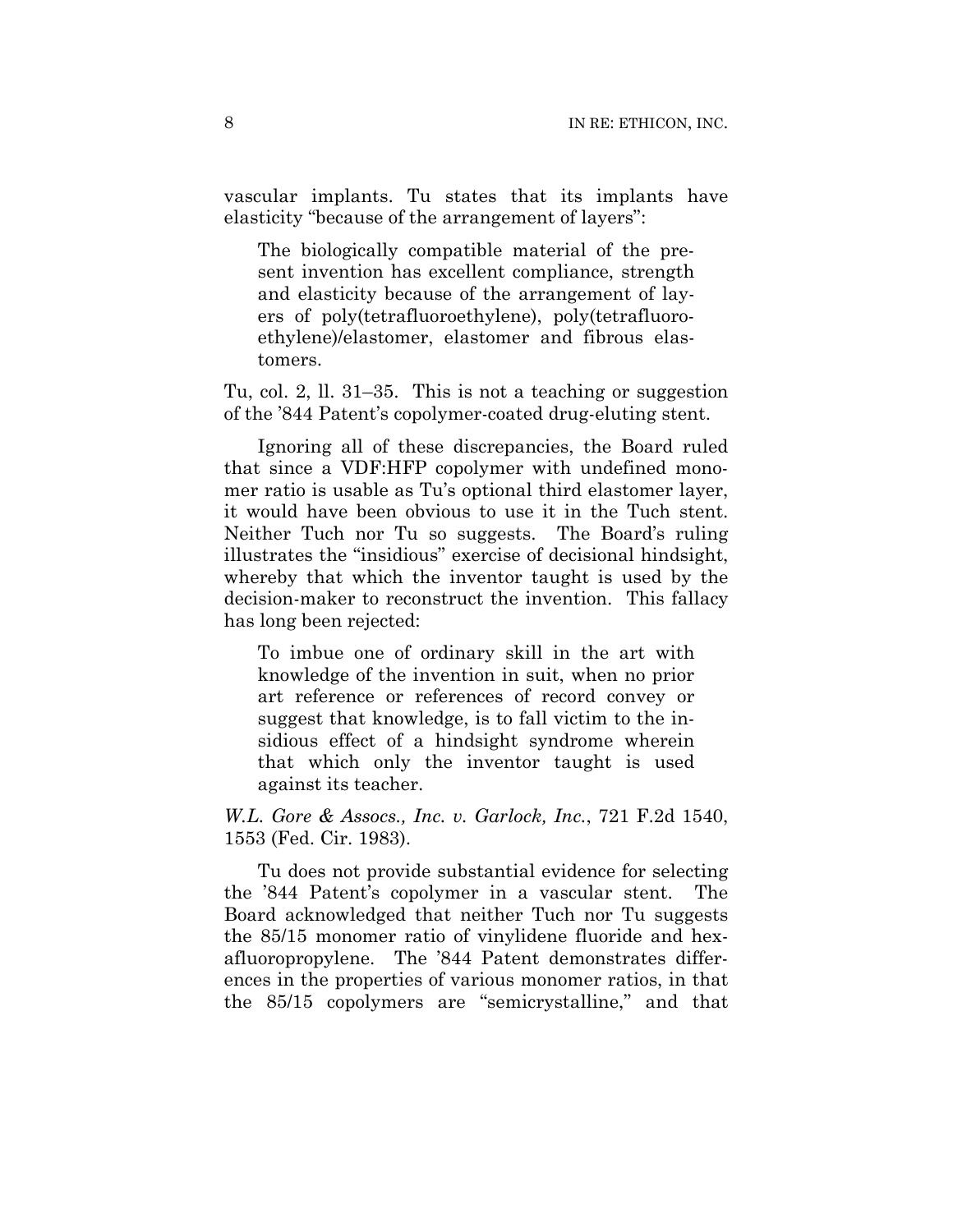vascular implants. Tu states that its implants have elasticity "because of the arrangement of layers":

> The biologically compatible material of the present invention has excellent compliance, strength and elasticity because of the arrangement of layers of poly(tetrafluoroethylene), poly(tetrafluoroethylene)/elastomer, elastomer and fibrous elastomers.

Tu, col. 2, ll. 31–35. This is not a teaching or suggestion of the '844 Patent's copolymer-coated drug-eluting stent.

Ignoring all of these discrepancies, the Board ruled that since a VDF:HFP copolymer with undefined monomer ratio is usable as Tu's optional third elastomer layer, it would have been obvious to use it in the Tuch stent. Neither Tuch nor Tu so suggests. The Board's ruling illustrates the "insidious" exercise of decisional hindsight, whereby that which the inventor taught is used by the decision-maker to reconstruct the invention. This fallacy has long been rejected:

> To imbue one of ordinary skill in the art with knowledge of the invention in suit, when no prior art reference or references of record convey or suggest that knowledge, is to fall victim to the insidious effect of a hindsight syndrome wherein that which only the inventor taught is used against its teacher.

*W.L. Gore & Assocs., Inc. v. Garlock, Inc.*, 721 F.2d 1540, 1553 (Fed. Cir. 1983).

Tu does not provide substantial evidence for selecting the '844 Patent's copolymer in a vascular stent. The Board acknowledged that neither Tuch nor Tu suggests the 85/15 monomer ratio of vinylidene fluoride and hexafluoropropylene. The '844 Patent demonstrates differences in the properties of various monomer ratios, in that the 85/15 copolymers are "semicrystalline," and that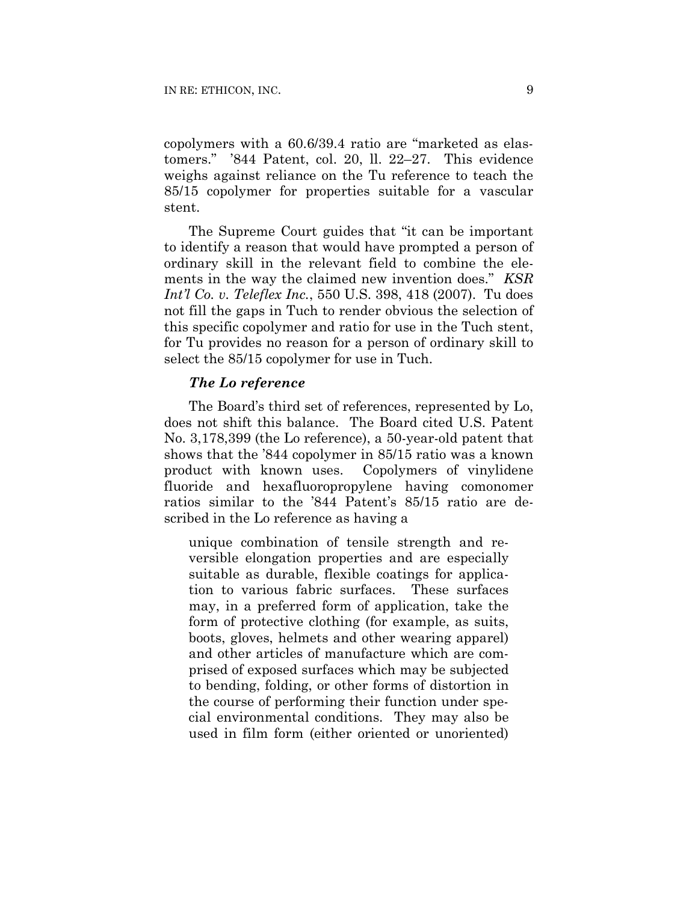copolymers with a 60.6/39.4 ratio are "marketed as elastomers." '844 Patent, col. 20, ll. 22–27. This evidence weighs against reliance on the Tu reference to teach the 85/15 copolymer for properties suitable for a vascular stent.

The Supreme Court guides that "it can be important to identify a reason that would have prompted a person of ordinary skill in the relevant field to combine the elements in the way the claimed new invention does." *KSR Int'l Co. v. Teleflex Inc.*, 550 U.S. 398, 418 (2007). Tu does not fill the gaps in Tuch to render obvious the selection of this specific copolymer and ratio for use in the Tuch stent, for Tu provides no reason for a person of ordinary skill to select the 85/15 copolymer for use in Tuch.

### *The Lo reference*

The Board's third set of references, represented by Lo, does not shift this balance. The Board cited U.S. Patent No. 3,178,399 (the Lo reference), a 50-year-old patent that shows that the '844 copolymer in 85/15 ratio was a known product with known uses. Copolymers of vinylidene fluoride and hexafluoropropylene having comonomer ratios similar to the '844 Patent's 85/15 ratio are described in the Lo reference as having a

> unique combination of tensile strength and reversible elongation properties and are especially suitable as durable, flexible coatings for application to various fabric surfaces. These surfaces may, in a preferred form of application, take the form of protective clothing (for example, as suits, boots, gloves, helmets and other wearing apparel) and other articles of manufacture which are comprised of exposed surfaces which may be subjected to bending, folding, or other forms of distortion in the course of performing their function under special environmental conditions. They may also be used in film form (either oriented or unoriented)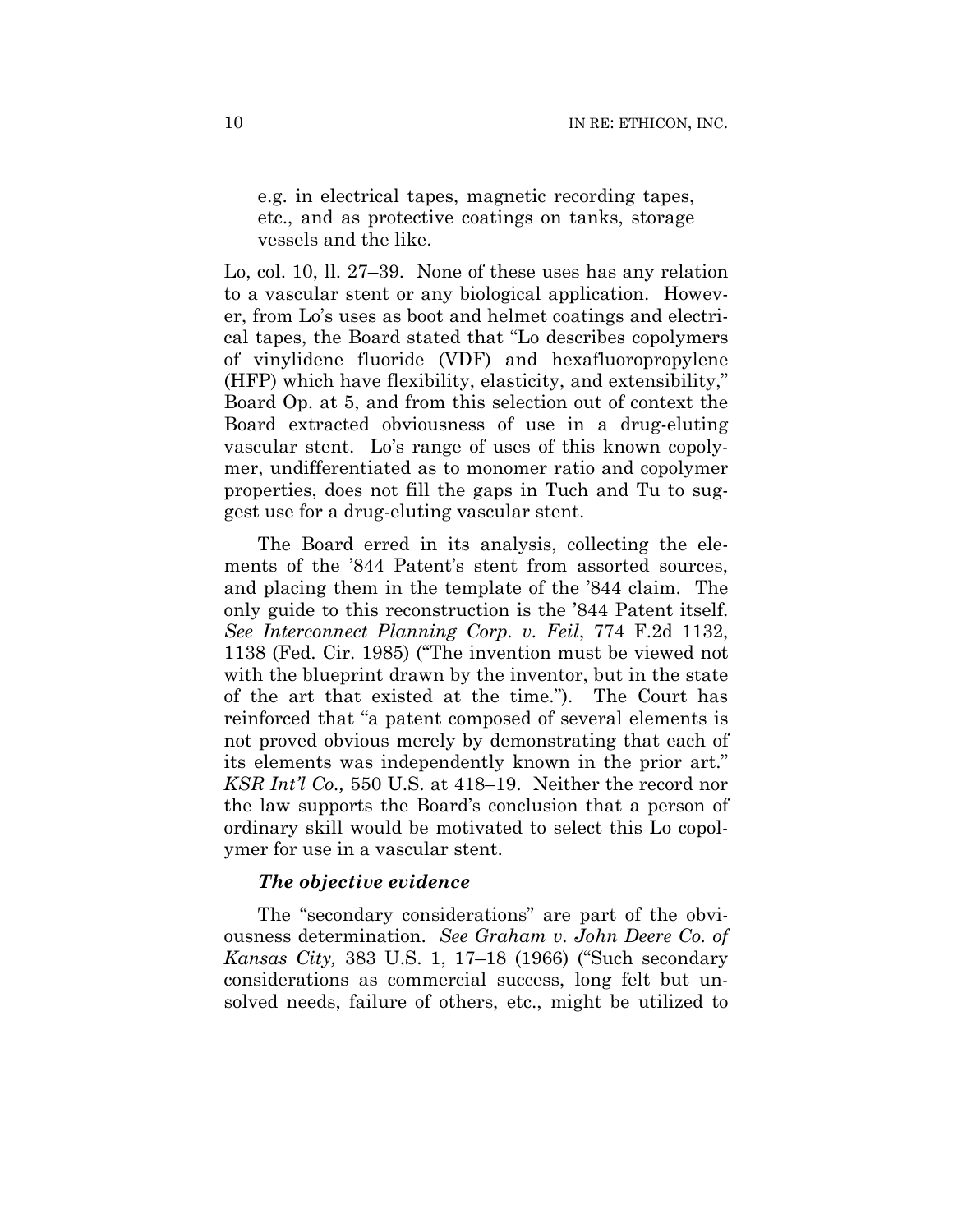> e.g. in electrical tapes, magnetic recording tapes, etc., and as protective coatings on tanks, storage vessels and the like.

Lo, col. 10, ll. 27–39. None of these uses has any relation to a vascular stent or any biological application. However, from Lo's uses as boot and helmet coatings and electrical tapes, the Board stated that "Lo describes copolymers of vinylidene fluoride (VDF) and hexafluoropropylene (HFP) which have flexibility, elasticity, and extensibility," Board Op. at 5, and from this selection out of context the Board extracted obviousness of use in a drug-eluting vascular stent. Lo's range of uses of this known copolymer, undifferentiated as to monomer ratio and copolymer properties, does not fill the gaps in Tuch and Tu to suggest use for a drug-eluting vascular stent.

The Board erred in its analysis, collecting the elements of the '844 Patent's stent from assorted sources, and placing them in the template of the '844 claim. The only guide to this reconstruction is the '844 Patent itself. *See Interconnect Planning Corp. v. Feil*, 774 F.2d 1132, 1138 (Fed. Cir. 1985) ("The invention must be viewed not with the blueprint drawn by the inventor, but in the state of the art that existed at the time."). The Court has reinforced that "a patent composed of several elements is not proved obvious merely by demonstrating that each of its elements was independently known in the prior art." *KSR Int'l Co.,* 550 U.S. at 418–19. Neither the record nor the law supports the Board's conclusion that a person of ordinary skill would be motivated to select this Lo copolymer for use in a vascular stent.

### *The objective evidence*

The "secondary considerations" are part of the obviousness determination. *See Graham v. John Deere Co. of Kansas City,* 383 U.S. 1, 17–18 (1966) ("Such secondary considerations as commercial success, long felt but unsolved needs, failure of others, etc., might be utilized to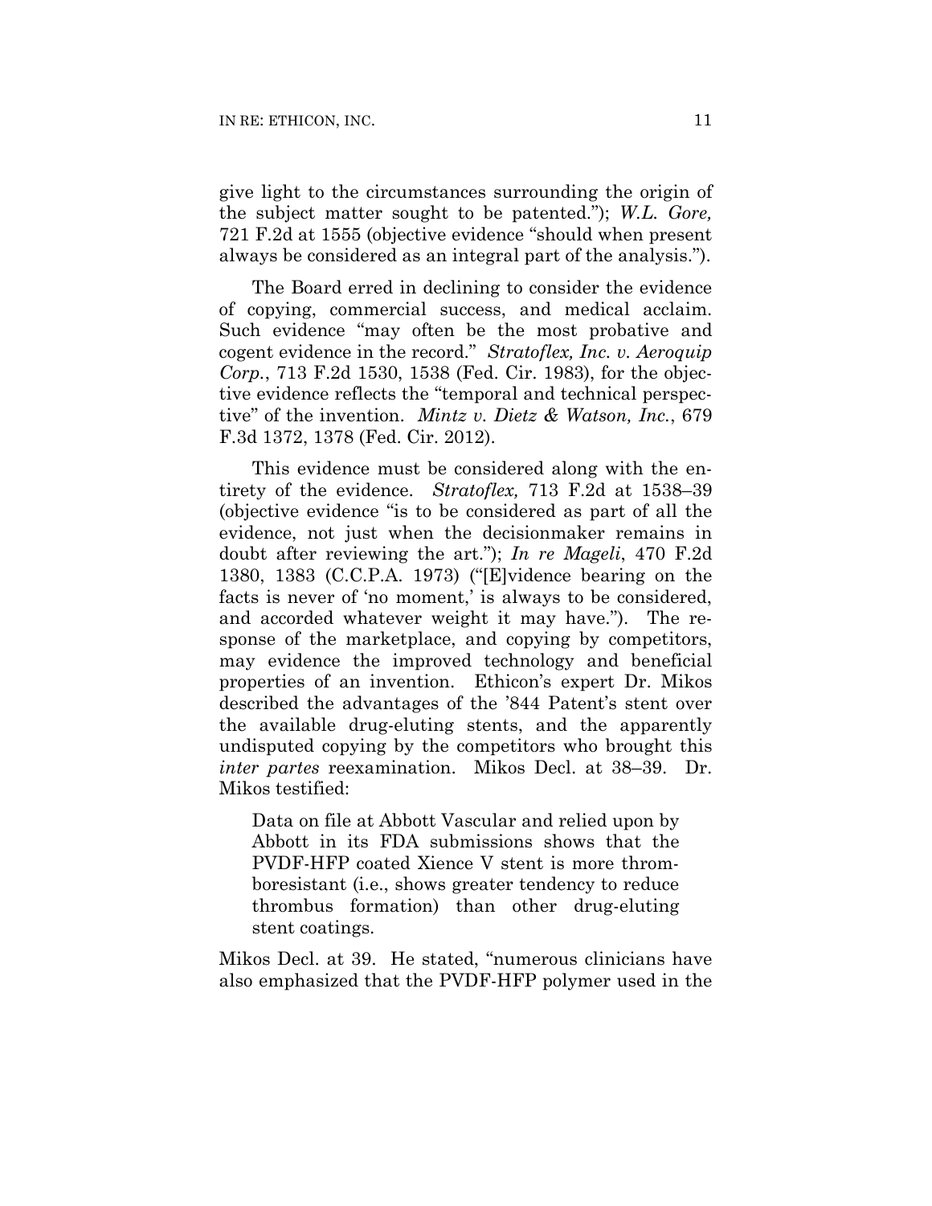give light to the circumstances surrounding the origin of the subject matter sought to be patented."); *W.L. Gore,* 721 F.2d at 1555 (objective evidence "should when present always be considered as an integral part of the analysis.").

The Board erred in declining to consider the evidence of copying, commercial success, and medical acclaim. Such evidence "may often be the most probative and cogent evidence in the record." *Stratoflex, Inc. v. Aeroquip Corp.*, 713 F.2d 1530, 1538 (Fed. Cir. 1983), for the objective evidence reflects the "temporal and technical perspective" of the invention. *Mintz v. Dietz & Watson, Inc.*, 679 F.3d 1372, 1378 (Fed. Cir. 2012).

This evidence must be considered along with the entirety of the evidence. *Stratoflex,* 713 F.2d at 1538–39 (objective evidence "is to be considered as part of all the evidence, not just when the decisionmaker remains in doubt after reviewing the art."); *In re Mageli*, 470 F.2d 1380, 1383 (C.C.P.A. 1973) ("[E]vidence bearing on the facts is never of 'no moment,' is always to be considered, and accorded whatever weight it may have."). The response of the marketplace, and copying by competitors, may evidence the improved technology and beneficial properties of an invention. Ethicon's expert Dr. Mikos described the advantages of the '844 Patent's stent over the available drug-eluting stents, and the apparently undisputed copying by the competitors who brought this *inter partes* reexamination. Mikos Decl. at 38–39. Dr. Mikos testified:

> Data on file at Abbott Vascular and relied upon by Abbott in its FDA submissions shows that the PVDF-HFP coated Xience V stent is more thromboresistant (i.e., shows greater tendency to reduce thrombus formation) than other drug-eluting stent coatings.

Mikos Decl. at 39. He stated, "numerous clinicians have also emphasized that the PVDF-HFP polymer used in the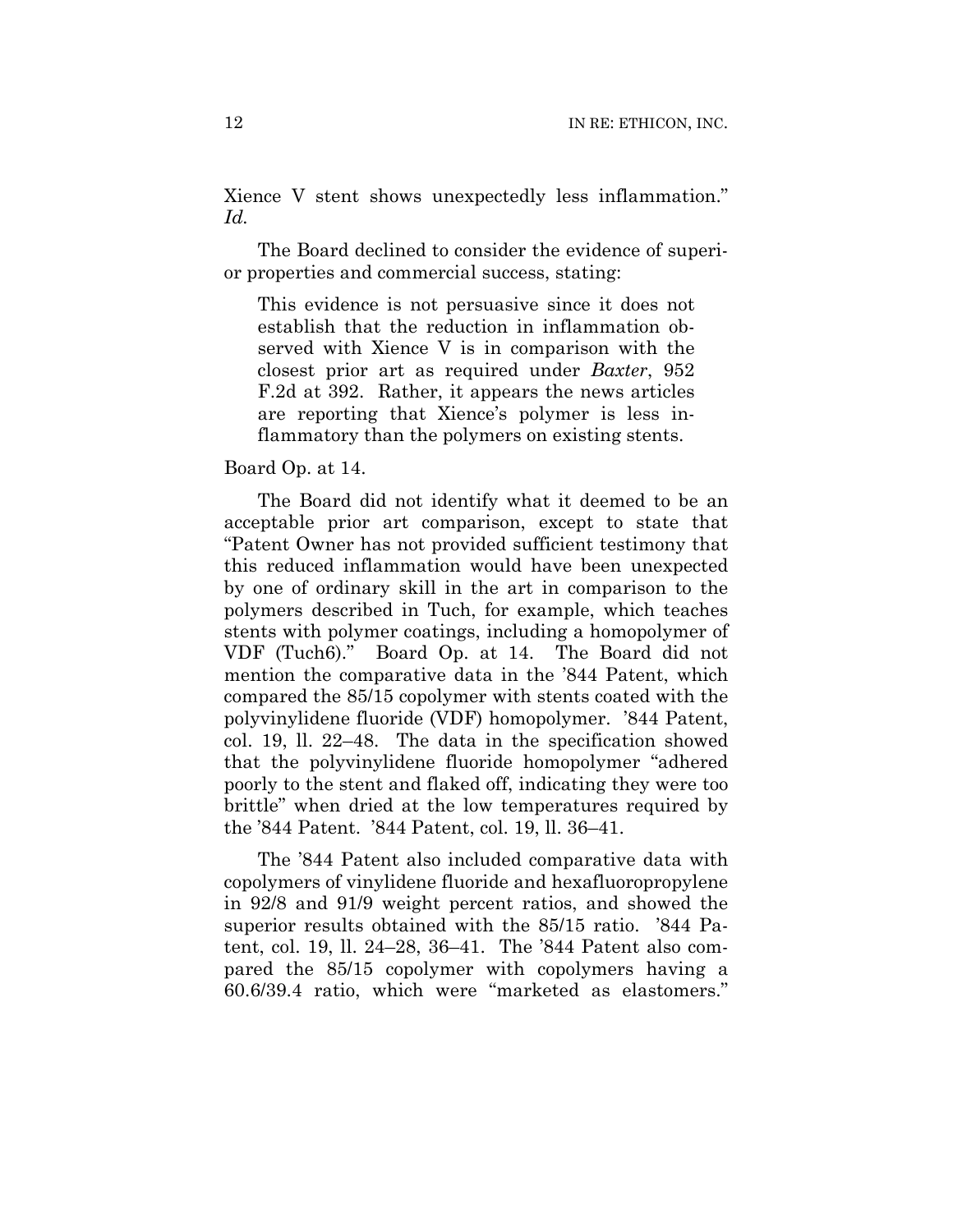Xience V stent shows unexpectedly less inflammation." *Id.*

The Board declined to consider the evidence of superior properties and commercial success, stating:

> This evidence is not persuasive since it does not establish that the reduction in inflammation observed with Xience V is in comparison with the closest prior art as required under *Baxter*, 952 F.2d at 392. Rather, it appears the news articles are reporting that Xience's polymer is less inflammatory than the polymers on existing stents.

Board Op. at 14.

The Board did not identify what it deemed to be an acceptable prior art comparison, except to state that "Patent Owner has not provided sufficient testimony that this reduced inflammation would have been unexpected by one of ordinary skill in the art in comparison to the polymers described in Tuch, for example, which teaches stents with polymer coatings, including a homopolymer of VDF (Tuch6)." Board Op. at 14. The Board did not mention the comparative data in the '844 Patent, which compared the 85/15 copolymer with stents coated with the polyvinylidene fluoride (VDF) homopolymer. '844 Patent, col. 19, ll. 22–48. The data in the specification showed that the polyvinylidene fluoride homopolymer "adhered poorly to the stent and flaked off, indicating they were too brittle" when dried at the low temperatures required by the '844 Patent. '844 Patent, col. 19, ll. 36–41.

The '844 Patent also included comparative data with copolymers of vinylidene fluoride and hexafluoropropylene in 92/8 and 91/9 weight percent ratios, and showed the superior results obtained with the 85/15 ratio. '844 Patent, col. 19, ll. 24–28, 36–41. The '844 Patent also compared the 85/15 copolymer with copolymers having a 60.6/39.4 ratio, which were "marketed as elastomers."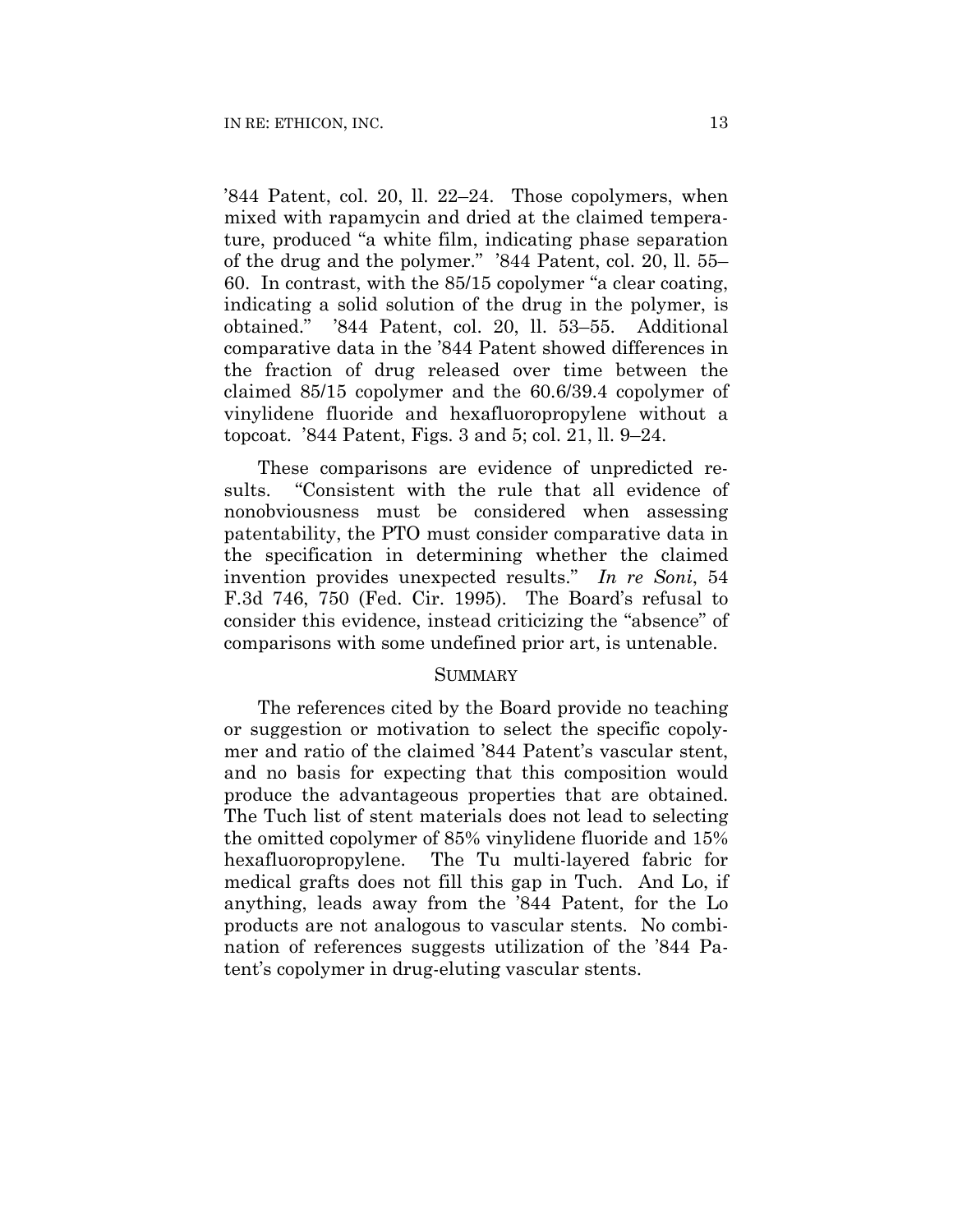'844 Patent, col. 20, ll. 22–24. Those copolymers, when mixed with rapamycin and dried at the claimed temperature, produced "a white film, indicating phase separation of the drug and the polymer." '844 Patent, col. 20, ll. 55–60. In contrast, with the 85/15 copolymer "a clear coating, indicating a solid solution of the drug in the polymer, is obtained." '844 Patent, col. 20, ll. 53–55. Additional comparative data in the '844 Patent showed differences in the fraction of drug released over time between the claimed 85/15 copolymer and the 60.6/39.4 copolymer of vinylidene fluoride and hexafluoropropylene without a topcoat. '844 Patent, Figs. 3 and 5; col. 21, ll. 9–24.

These comparisons are evidence of unpredicted results. "Consistent with the rule that all evidence of nonobviousness must be considered when assessing patentability, the PTO must consider comparative data in the specification in determining whether the claimed invention provides unexpected results." *In re Soni*, 54 F.3d 746, 750 (Fed. Cir. 1995). The Board's refusal to consider this evidence, instead criticizing the "absence" of comparisons with some undefined prior art, is untenable.

## SUMMARY

The references cited by the Board provide no teaching or suggestion or motivation to select the specific copolymer and ratio of the claimed '844 Patent's vascular stent, and no basis for expecting that this composition would produce the advantageous properties that are obtained. The Tuch list of stent materials does not lead to selecting the omitted copolymer of 85% vinylidene fluoride and 15% hexafluoropropylene. The Tu multi-layered fabric for medical grafts does not fill this gap in Tuch. And Lo, if anything, leads away from the '844 Patent, for the Lo products are not analogous to vascular stents. No combination of references suggests utilization of the '844 Patent's copolymer in drug-eluting vascular stents.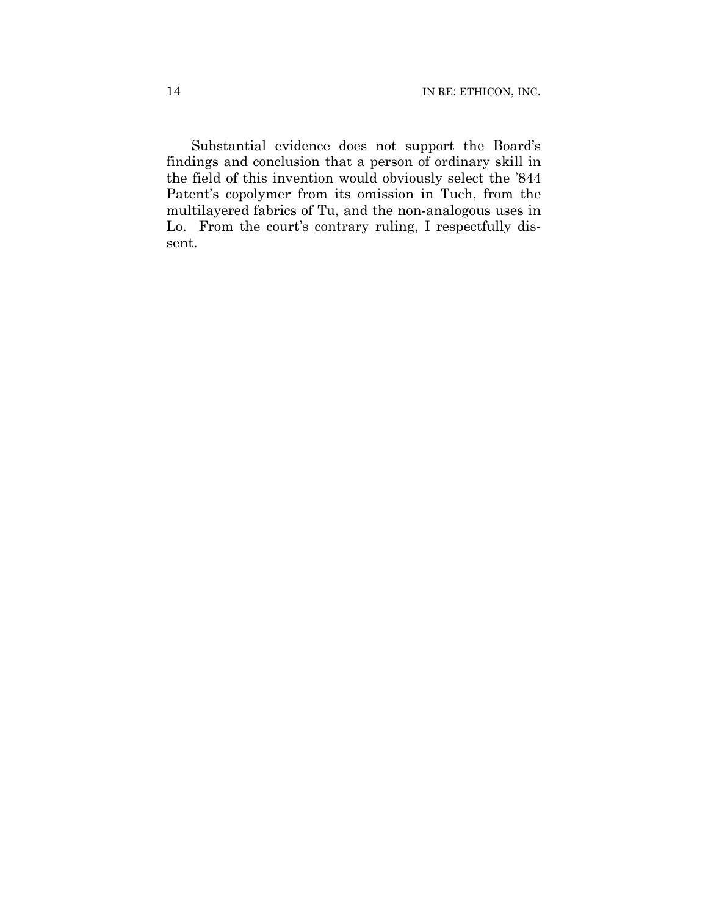Substantial evidence does not support the Board's findings and conclusion that a person of ordinary skill in the field of this invention would obviously select the '844 Patent's copolymer from its omission in Tuch, from the multilayered fabrics of Tu, and the non-analogous uses in Lo. From the court's contrary ruling, I respectfully dissent.